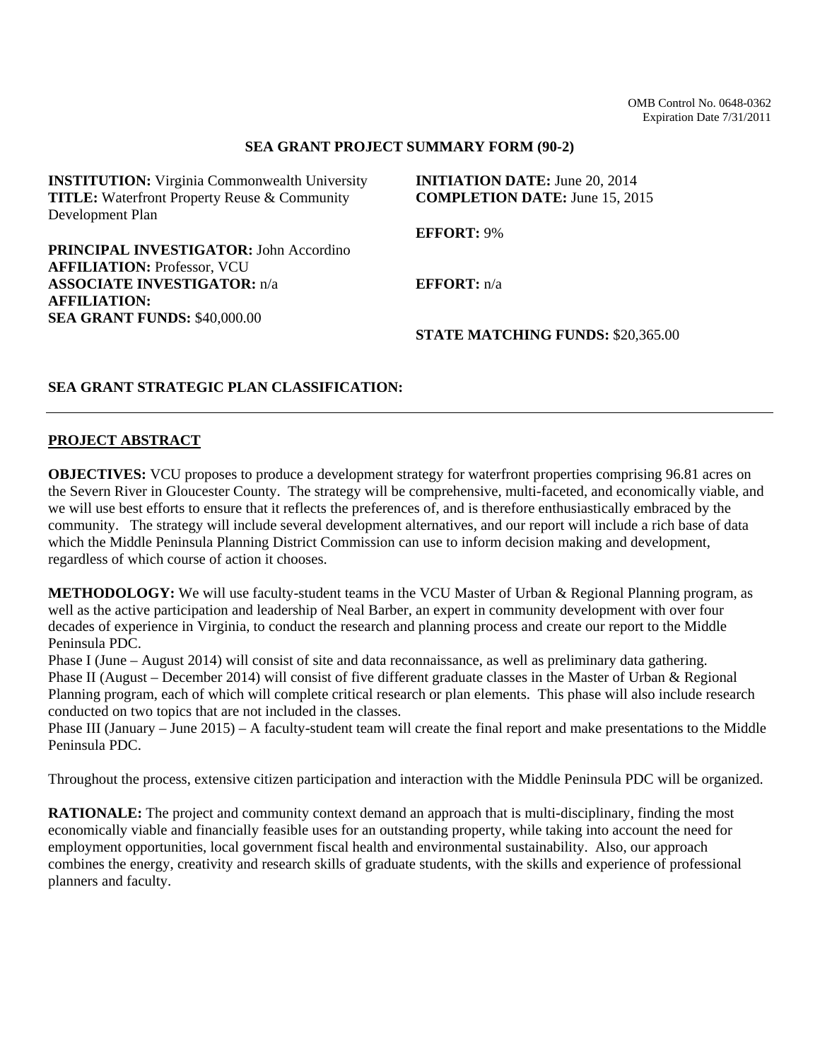OMB Control No. 0648-0362
Expiration Date 7/31/2011

## SEA GRANT PROJECT SUMMARY FORM (90-2)

**INSTITUTION:** Virginia Commonwealth University
**TITLE:** Waterfront Property Reuse & Community Development Plan

**INITIATION DATE:** June 20, 2014
**COMPLETION DATE:** June 15, 2015

**PRINCIPAL INVESTIGATOR:** John Accordino
**AFFILIATION:** Professor, VCU

**EFFORT:** 9%

**ASSOCIATE INVESTIGATOR:** n/a
**AFFILIATION:**

**EFFORT:** n/a

**SEA GRANT FUNDS:** $40,000.00

**STATE MATCHING FUNDS:** $20,365.00

**SEA GRANT STRATEGIC PLAN CLASSIFICATION:**

---

## PROJECT ABSTRACT

**OBJECTIVES:** VCU proposes to produce a development strategy for waterfront properties comprising 96.81 acres on the Severn River in Gloucester County. The strategy will be comprehensive, multi-faceted, and economically viable, and we will use best efforts to ensure that it reflects the preferences of, and is therefore enthusiastically embraced by the community. The strategy will include several development alternatives, and our report will include a rich base of data which the Middle Peninsula Planning District Commission can use to inform decision making and development, regardless of which course of action it chooses.

**METHODOLOGY:** We will use faculty-student teams in the VCU Master of Urban & Regional Planning program, as well as the active participation and leadership of Neal Barber, an expert in community development with over four decades of experience in Virginia, to conduct the research and planning process and create our report to the Middle Peninsula PDC.

Phase I (June – August 2014) will consist of site and data reconnaissance, as well as preliminary data gathering.
Phase II (August – December 2014) will consist of five different graduate classes in the Master of Urban & Regional Planning program, each of which will complete critical research or plan elements. This phase will also include research conducted on two topics that are not included in the classes.
Phase III (January – June 2015) – A faculty-student team will create the final report and make presentations to the Middle Peninsula PDC.

Throughout the process, extensive citizen participation and interaction with the Middle Peninsula PDC will be organized.

**RATIONALE:** The project and community context demand an approach that is multi-disciplinary, finding the most economically viable and financially feasible uses for an outstanding property, while taking into account the need for employment opportunities, local government fiscal health and environmental sustainability. Also, our approach combines the energy, creativity and research skills of graduate students, with the skills and experience of professional planners and faculty.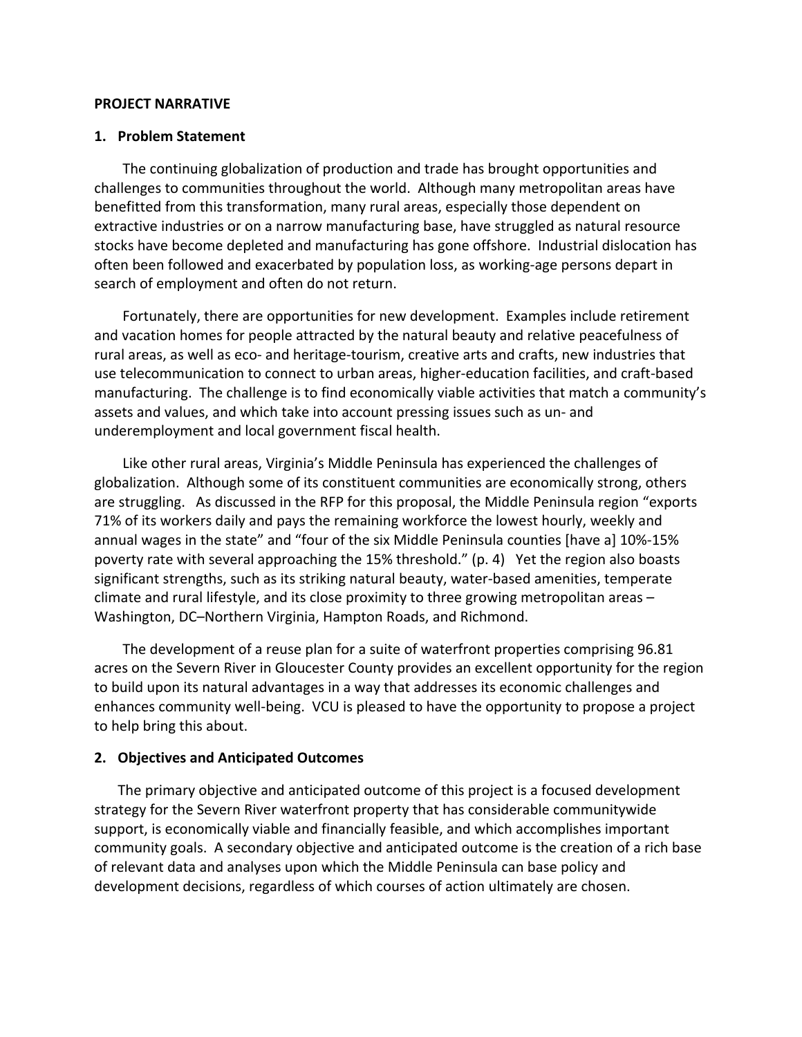**PROJECT NARRATIVE**

## 1. Problem Statement

The continuing globalization of production and trade has brought opportunities and challenges to communities throughout the world. Although many metropolitan areas have benefitted from this transformation, many rural areas, especially those dependent on extractive industries or on a narrow manufacturing base, have struggled as natural resource stocks have become depleted and manufacturing has gone offshore. Industrial dislocation has often been followed and exacerbated by population loss, as working-age persons depart in search of employment and often do not return.

Fortunately, there are opportunities for new development. Examples include retirement and vacation homes for people attracted by the natural beauty and relative peacefulness of rural areas, as well as eco- and heritage-tourism, creative arts and crafts, new industries that use telecommunication to connect to urban areas, higher-education facilities, and craft-based manufacturing. The challenge is to find economically viable activities that match a community's assets and values, and which take into account pressing issues such as un- and underemployment and local government fiscal health.

Like other rural areas, Virginia's Middle Peninsula has experienced the challenges of globalization. Although some of its constituent communities are economically strong, others are struggling. As discussed in the RFP for this proposal, the Middle Peninsula region "exports 71% of its workers daily and pays the remaining workforce the lowest hourly, weekly and annual wages in the state" and "four of the six Middle Peninsula counties [have a] 10%-15% poverty rate with several approaching the 15% threshold." (p. 4) Yet the region also boasts significant strengths, such as its striking natural beauty, water-based amenities, temperate climate and rural lifestyle, and its close proximity to three growing metropolitan areas – Washington, DC–Northern Virginia, Hampton Roads, and Richmond.

The development of a reuse plan for a suite of waterfront properties comprising 96.81 acres on the Severn River in Gloucester County provides an excellent opportunity for the region to build upon its natural advantages in a way that addresses its economic challenges and enhances community well-being. VCU is pleased to have the opportunity to propose a project to help bring this about.

## 2. Objectives and Anticipated Outcomes

The primary objective and anticipated outcome of this project is a focused development strategy for the Severn River waterfront property that has considerable communitywide support, is economically viable and financially feasible, and which accomplishes important community goals. A secondary objective and anticipated outcome is the creation of a rich base of relevant data and analyses upon which the Middle Peninsula can base policy and development decisions, regardless of which courses of action ultimately are chosen.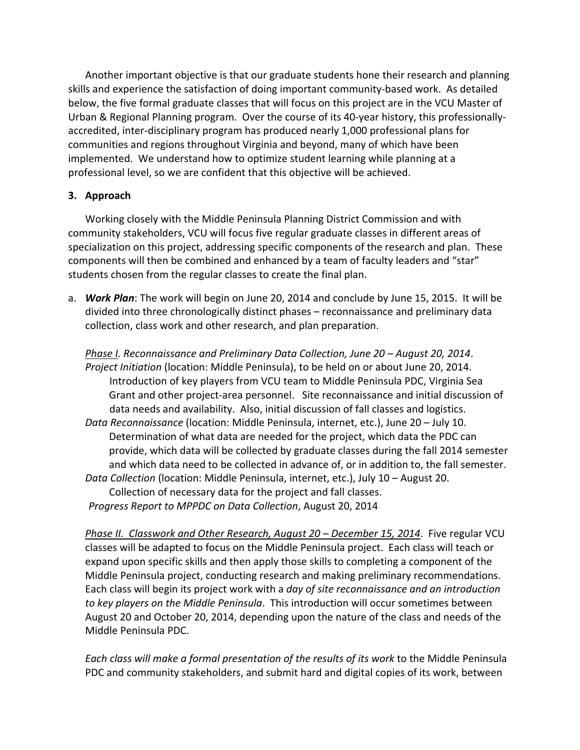Another important objective is that our graduate students hone their research and planning skills and experience the satisfaction of doing important community-based work. As detailed below, the five formal graduate classes that will focus on this project are in the VCU Master of Urban & Regional Planning program. Over the course of its 40-year history, this professionally-accredited, inter-disciplinary program has produced nearly 1,000 professional plans for communities and regions throughout Virginia and beyond, many of which have been implemented. We understand how to optimize student learning while planning at a professional level, so we are confident that this objective will be achieved.

**3. Approach**

Working closely with the Middle Peninsula Planning District Commission and with community stakeholders, VCU will focus five regular graduate classes in different areas of specialization on this project, addressing specific components of the research and plan. These components will then be combined and enhanced by a team of faculty leaders and "star" students chosen from the regular classes to create the final plan.

a. ***Work Plan***: The work will begin on June 20, 2014 and conclude by June 15, 2015. It will be divided into three chronologically distinct phases – reconnaissance and preliminary data collection, class work and other research, and plan preparation.

*Phase I. Reconnaissance and Preliminary Data Collection, June 20 – August 20, 2014*.

*Project Initiation* (location: Middle Peninsula), to be held on or about June 20, 2014.
Introduction of key players from VCU team to Middle Peninsula PDC, Virginia Sea Grant and other project-area personnel. Site reconnaissance and initial discussion of data needs and availability. Also, initial discussion of fall classes and logistics.

*Data Reconnaissance* (location: Middle Peninsula, internet, etc.), June 20 – July 10.
Determination of what data are needed for the project, which data the PDC can provide, which data will be collected by graduate classes during the fall 2014 semester and which data need to be collected in advance of, or in addition to, the fall semester.

*Data Collection* (location: Middle Peninsula, internet, etc.), July 10 – August 20.
Collection of necessary data for the project and fall classes.

*Progress Report to MPPDC on Data Collection*, August 20, 2014

*Phase II. Classwork and Other Research, August 20 – December 15, 2014*. Five regular VCU classes will be adapted to focus on the Middle Peninsula project. Each class will teach or expand upon specific skills and then apply those skills to completing a component of the Middle Peninsula project, conducting research and making preliminary recommendations. Each class will begin its project work with a *day of site reconnaissance and an introduction to key players on the Middle Peninsula*. This introduction will occur sometimes between August 20 and October 20, 2014, depending upon the nature of the class and needs of the Middle Peninsula PDC.

*Each class will make a formal presentation of the results of its work* to the Middle Peninsula PDC and community stakeholders, and submit hard and digital copies of its work, between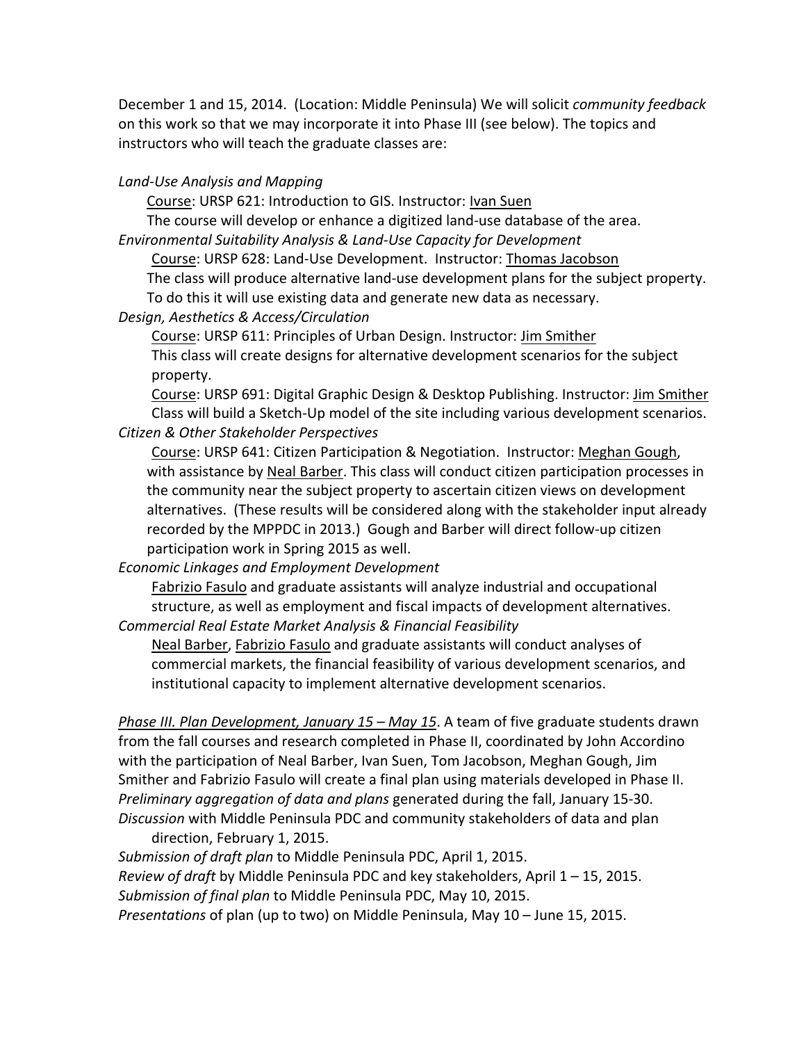December 1 and 15, 2014. (Location: Middle Peninsula) We will solicit *community feedback* on this work so that we may incorporate it into Phase III (see below). The topics and instructors who will teach the graduate classes are:

*Land-Use Analysis and Mapping*

Course: URSP 621: Introduction to GIS. Instructor: Ivan Suen
The course will develop or enhance a digitized land-use database of the area.

*Environmental Suitability Analysis & Land-Use Capacity for Development*

Course: URSP 628: Land-Use Development. Instructor: Thomas Jacobson
The class will produce alternative land-use development plans for the subject property. To do this it will use existing data and generate new data as necessary.

*Design, Aesthetics & Access/Circulation*

Course: URSP 611: Principles of Urban Design. Instructor: Jim Smither
This class will create designs for alternative development scenarios for the subject property.

Course: URSP 691: Digital Graphic Design & Desktop Publishing. Instructor: Jim Smither
Class will build a Sketch-Up model of the site including various development scenarios.

*Citizen & Other Stakeholder Perspectives*

Course: URSP 641: Citizen Participation & Negotiation. Instructor: Meghan Gough, with assistance by Neal Barber. This class will conduct citizen participation processes in the community near the subject property to ascertain citizen views on development alternatives. (These results will be considered along with the stakeholder input already recorded by the MPPDC in 2013.) Gough and Barber will direct follow-up citizen participation work in Spring 2015 as well.

*Economic Linkages and Employment Development*

Fabrizio Fasulo and graduate assistants will analyze industrial and occupational structure, as well as employment and fiscal impacts of development alternatives.

*Commercial Real Estate Market Analysis & Financial Feasibility*

Neal Barber, Fabrizio Fasulo and graduate assistants will conduct analyses of commercial markets, the financial feasibility of various development scenarios, and institutional capacity to implement alternative development scenarios.

*Phase III. Plan Development, January 15 – May 15*. A team of five graduate students drawn from the fall courses and research completed in Phase II, coordinated by John Accordino with the participation of Neal Barber, Ivan Suen, Tom Jacobson, Meghan Gough, Jim Smither and Fabrizio Fasulo will create a final plan using materials developed in Phase II.

*Preliminary aggregation of data and plans* generated during the fall, January 15-30.

*Discussion* with Middle Peninsula PDC and community stakeholders of data and plan direction, February 1, 2015.

*Submission of draft plan* to Middle Peninsula PDC, April 1, 2015.

*Review of draft* by Middle Peninsula PDC and key stakeholders, April 1 – 15, 2015.

*Submission of final plan* to Middle Peninsula PDC, May 10, 2015.

*Presentations* of plan (up to two) on Middle Peninsula, May 10 – June 15, 2015.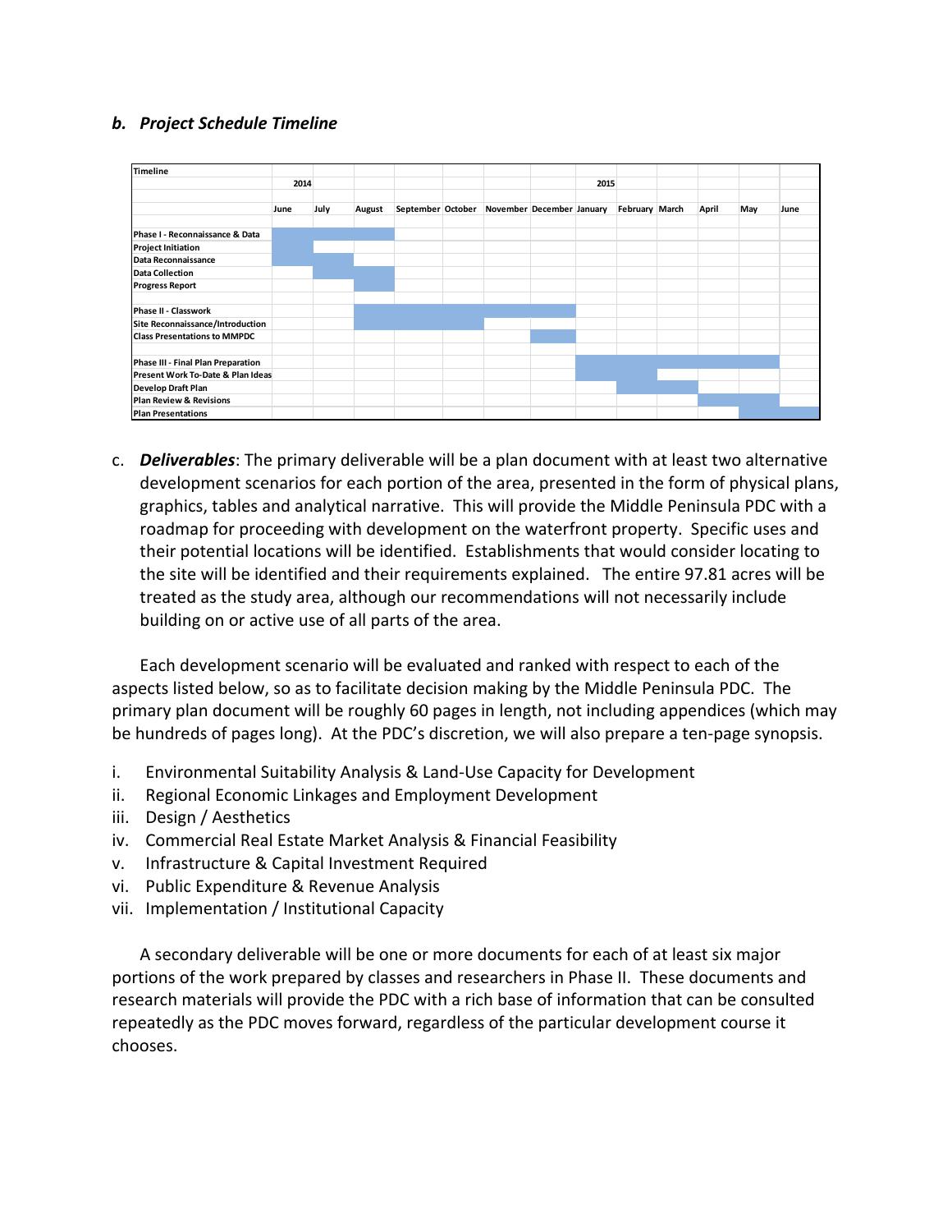### *b. Project Schedule Timeline*

| Timeline | | | | | | | | | | | | | |
|---|---|---|---|---|---|---|---|---|---|---|---|---|---|
| | 2014 | | | | | | | 2015 | | | | | |
| | June | July | August | September | October | November | December | January | February | March | April | May | June |
| **Phase I - Reconnaissance & Data** | ■ | ■ | ■ | | | | | | | | | | |
| **Project Initiation** | ■ | | | | | | | | | | | | |
| **Data Reconnaissance** | ■ | ■ | | | | | | | | | | | |
| **Data Collection** | | | ■ | | | | | | | | | | |
| **Progress Report** | | | ■ | | | | | | | | | | |
| **Phase II - Classwork** | | | ■ | ■ | ■ | ■ | ■ | | | | | | |
| **Site Reconnaissance/Introduction** | | | ■ | ■ | ■ | | | | | | | | |
| **Class Presentations to MMPDC** | | | | | | | ■ | | | | | | |
| **Phase III - Final Plan Preparation** | | | | | | | | ■ | ■ | ■ | ■ | ■ | |
| **Present Work To-Date & Plan Ideas** | | | | | | | | ■ | ■ | | | | |
| **Develop Draft Plan** | | | | | | | | | ■ | ■ | | | |
| **Plan Review & Revisions** | | | | | | | | | | | ■ | ■ | |
| **Plan Presentations** | | | | | | | | | | | | ■ | ■ |

c. ***Deliverables***: The primary deliverable will be a plan document with at least two alternative development scenarios for each portion of the area, presented in the form of physical plans, graphics, tables and analytical narrative. This will provide the Middle Peninsula PDC with a roadmap for proceeding with development on the waterfront property. Specific uses and their potential locations will be identified. Establishments that would consider locating to the site will be identified and their requirements explained. The entire 97.81 acres will be treated as the study area, although our recommendations will not necessarily include building on or active use of all parts of the area.

Each development scenario will be evaluated and ranked with respect to each of the aspects listed below, so as to facilitate decision making by the Middle Peninsula PDC. The primary plan document will be roughly 60 pages in length, not including appendices (which may be hundreds of pages long). At the PDC's discretion, we will also prepare a ten-page synopsis.

i. Environmental Suitability Analysis & Land-Use Capacity for Development
ii. Regional Economic Linkages and Employment Development
iii. Design / Aesthetics
iv. Commercial Real Estate Market Analysis & Financial Feasibility
v. Infrastructure & Capital Investment Required
vi. Public Expenditure & Revenue Analysis
vii. Implementation / Institutional Capacity

A secondary deliverable will be one or more documents for each of at least six major portions of the work prepared by classes and researchers in Phase II. These documents and research materials will provide the PDC with a rich base of information that can be consulted repeatedly as the PDC moves forward, regardless of the particular development course it chooses.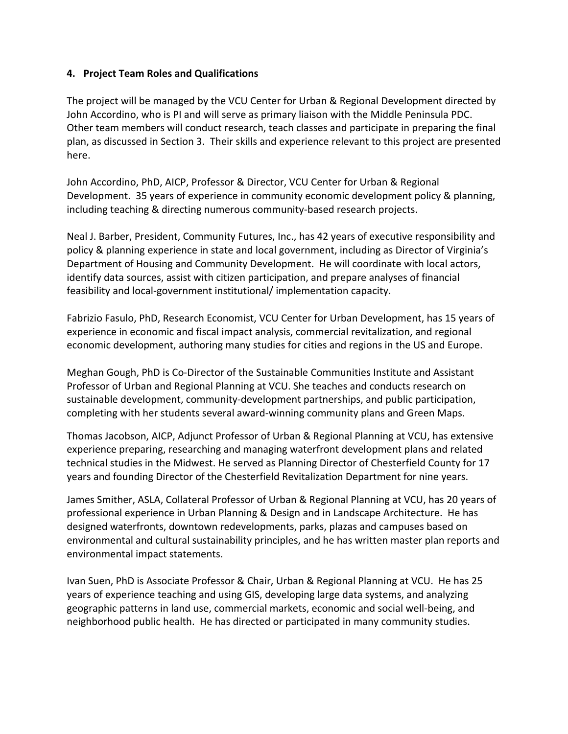### 4. Project Team Roles and Qualifications

The project will be managed by the VCU Center for Urban & Regional Development directed by John Accordino, who is PI and will serve as primary liaison with the Middle Peninsula PDC. Other team members will conduct research, teach classes and participate in preparing the final plan, as discussed in Section 3. Their skills and experience relevant to this project are presented here.

John Accordino, PhD, AICP, Professor & Director, VCU Center for Urban & Regional Development. 35 years of experience in community economic development policy & planning, including teaching & directing numerous community-based research projects.

Neal J. Barber, President, Community Futures, Inc., has 42 years of executive responsibility and policy & planning experience in state and local government, including as Director of Virginia's Department of Housing and Community Development. He will coordinate with local actors, identify data sources, assist with citizen participation, and prepare analyses of financial feasibility and local-government institutional/ implementation capacity.

Fabrizio Fasulo, PhD, Research Economist, VCU Center for Urban Development, has 15 years of experience in economic and fiscal impact analysis, commercial revitalization, and regional economic development, authoring many studies for cities and regions in the US and Europe.

Meghan Gough, PhD is Co-Director of the Sustainable Communities Institute and Assistant Professor of Urban and Regional Planning at VCU. She teaches and conducts research on sustainable development, community-development partnerships, and public participation, completing with her students several award-winning community plans and Green Maps.

Thomas Jacobson, AICP, Adjunct Professor of Urban & Regional Planning at VCU, has extensive experience preparing, researching and managing waterfront development plans and related technical studies in the Midwest. He served as Planning Director of Chesterfield County for 17 years and founding Director of the Chesterfield Revitalization Department for nine years.

James Smither, ASLA, Collateral Professor of Urban & Regional Planning at VCU, has 20 years of professional experience in Urban Planning & Design and in Landscape Architecture. He has designed waterfronts, downtown redevelopments, parks, plazas and campuses based on environmental and cultural sustainability principles, and he has written master plan reports and environmental impact statements.

Ivan Suen, PhD is Associate Professor & Chair, Urban & Regional Planning at VCU. He has 25 years of experience teaching and using GIS, developing large data systems, and analyzing geographic patterns in land use, commercial markets, economic and social well-being, and neighborhood public health. He has directed or participated in many community studies.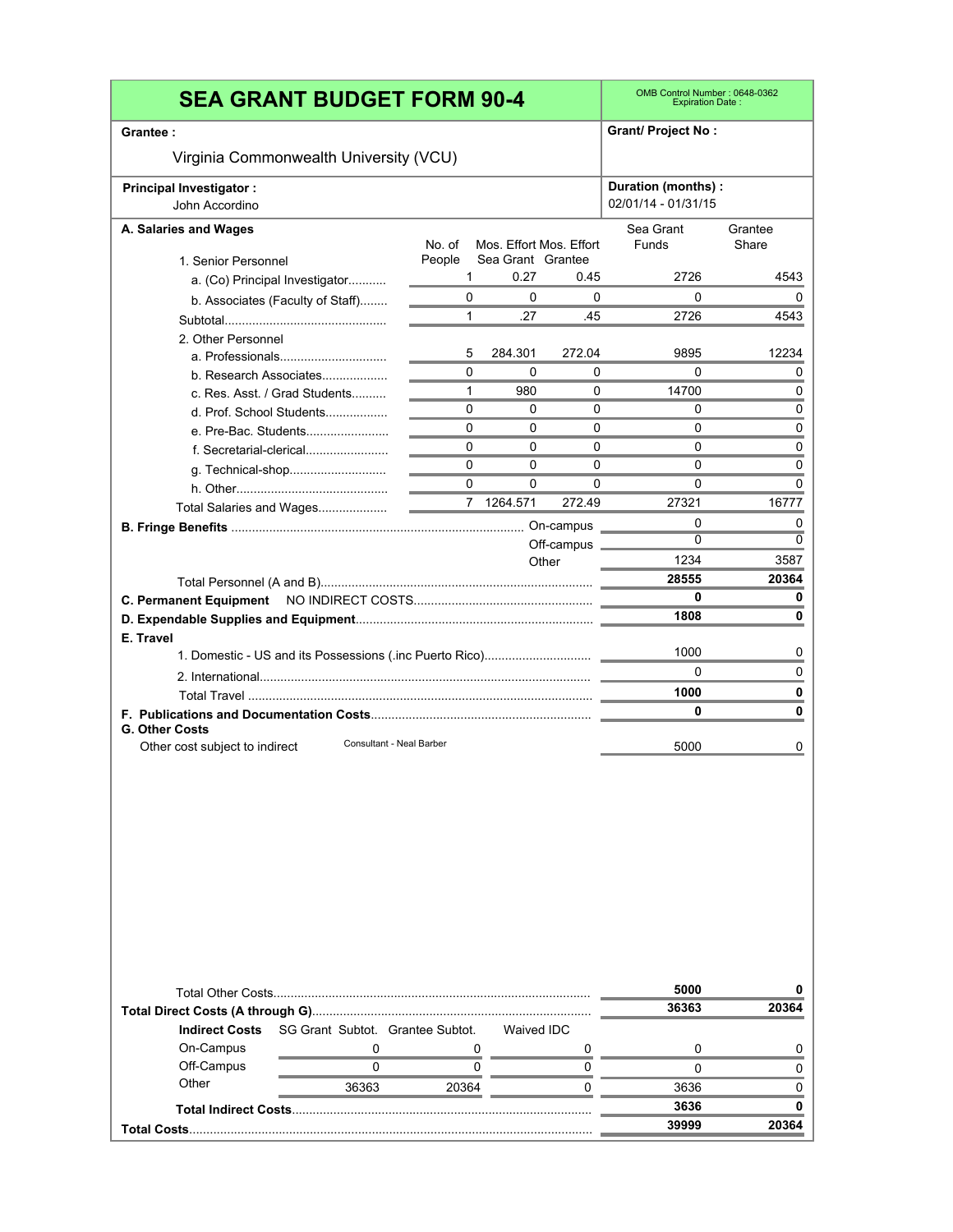# SEA GRANT BUDGET FORM 90-4

OMB Control Number : 0648-0362
Expiration Date :

**Grantee :** Virginia Commonwealth University (VCU)

**Grant/ Project No :**

**Principal Investigator :** John Accordino

**Duration (months) :** 02/01/14 - 01/31/15

| **A. Salaries and Wages** | No. of People | Mos. Effort Sea Grant | Mos. Effort Grantee | Sea Grant Funds | Grantee Share |
|---|---|---|---|---|---|
| 1. Senior Personnel | | | | | |
| a. (Co) Principal Investigator | 1 | 0.27 | 0.45 | 2726 | 4543 |
| b. Associates (Faculty of Staff) | 0 | 0 | 0 | 0 | 0 |
| Subtotal | 1 | .27 | .45 | 2726 | 4543 |
| 2. Other Personnel | | | | | |
| a. Professionals | 5 | 284.301 | 272.04 | 9895 | 12234 |
| b. Research Associates | 0 | 0 | 0 | 0 | 0 |
| c. Res. Asst. / Grad Students | 1 | 980 | 0 | 14700 | 0 |
| d. Prof. School Students | 0 | 0 | 0 | 0 | 0 |
| e. Pre-Bac. Students | 0 | 0 | 0 | 0 | 0 |
| f. Secretarial-clerical | 0 | 0 | 0 | 0 | 0 |
| g. Technical-shop | 0 | 0 | 0 | 0 | 0 |
| h. Other | 0 | 0 | 0 | 0 | 0 |
| Total Salaries and Wages | 7 | 1264.571 | 272.49 | 27321 | 16777 |

| | | Sea Grant Funds | Grantee Share |
|---|---|---|---|
| **B. Fringe Benefits** | On-campus | 0 | 0 |
| | Off-campus | 0 | 0 |
| | Other | 1234 | 3587 |
| Total Personnel (A and B) | | **28555** | **20364** |
| **C. Permanent Equipment** NO INDIRECT COSTS | | **0** | **0** |
| **D. Expendable Supplies and Equipment** | | **1808** | **0** |
| **E. Travel** | | | |
| 1. Domestic - US and its Possessions (.inc Puerto Rico) | | 1000 | 0 |
| 2. International | | 0 | 0 |
| Total Travel | | **1000** | **0** |
| **F. Publications and Documentation Costs** | | **0** | **0** |
| **G. Other Costs** | | | |
| Other cost subject to indirect | Consultant - Neal Barber | 5000 | 0 |
| Total Other Costs | | **5000** | **0** |
| **Total Direct Costs (A through G)** | | **36363** | **20364** |

| **Indirect Costs** | SG Grant Subtot. | Grantee Subtot. | Waived IDC | Sea Grant Funds | Grantee Share |
|---|---|---|---|---|---|
| On-Campus | 0 | 0 | 0 | 0 | 0 |
| Off-Campus | 0 | 0 | 0 | 0 | 0 |
| Other | 36363 | 20364 | 0 | 3636 | 0 |
| **Total Indirect Costs** | | | | **3636** | **0** |
| **Total Costs** | | | | **39999** | **20364** |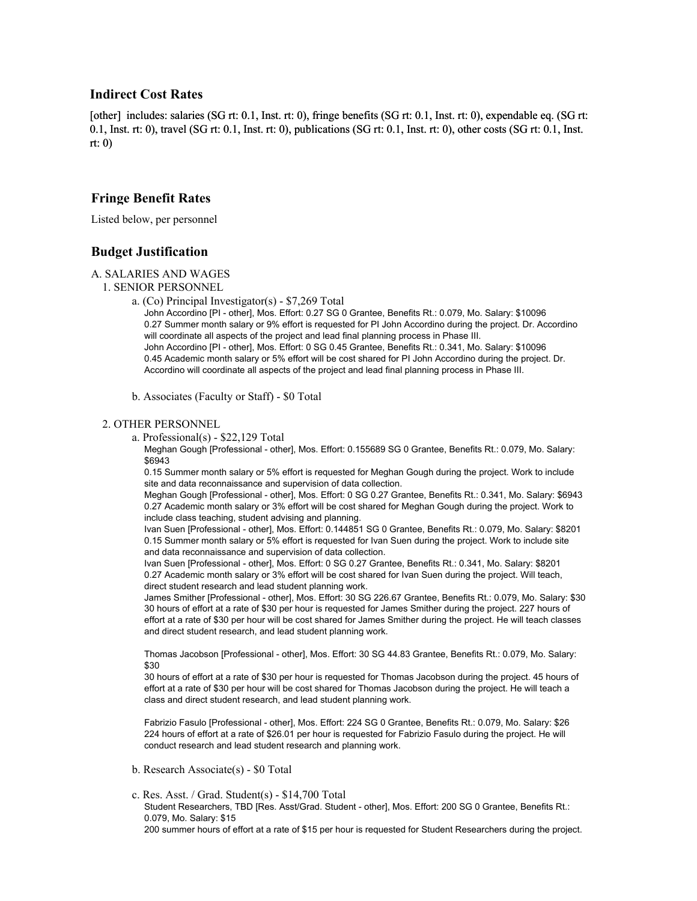## Indirect Cost Rates

[other] includes: salaries (SG rt: 0.1, Inst. rt: 0), fringe benefits (SG rt: 0.1, Inst. rt: 0), expendable eq. (SG rt: 0.1, Inst. rt: 0), travel (SG rt: 0.1, Inst. rt: 0), publications (SG rt: 0.1, Inst. rt: 0), other costs (SG rt: 0.1, Inst. rt: 0)

## Fringe Benefit Rates

Listed below, per personnel

## Budget Justification

A. SALARIES AND WAGES

1. SENIOR PERSONNEL

   a. (Co) Principal Investigator(s) - $7,269 Total

      John Accordino [PI - other], Mos. Effort: 0.27 SG 0 Grantee, Benefits Rt.: 0.079, Mo. Salary: $10096
      0.27 Summer month salary or 9% effort is requested for PI John Accordino during the project. Dr. Accordino will coordinate all aspects of the project and lead final planning process in Phase III.
      John Accordino [PI - other], Mos. Effort: 0 SG 0.45 Grantee, Benefits Rt.: 0.341, Mo. Salary: $10096
      0.45 Academic month salary or 5% effort will be cost shared for PI John Accordino during the project. Dr. Accordino will coordinate all aspects of the project and lead final planning process in Phase III.

   b. Associates (Faculty or Staff) - $0 Total

2. OTHER PERSONNEL

   a. Professional(s) - $22,129 Total

      Meghan Gough [Professional - other], Mos. Effort: 0.155689 SG 0 Grantee, Benefits Rt.: 0.079, Mo. Salary: $6943
      0.15 Summer month salary or 5% effort is requested for Meghan Gough during the project. Work to include site and data reconnaissance and supervision of data collection.
      Meghan Gough [Professional - other], Mos. Effort: 0 SG 0.27 Grantee, Benefits Rt.: 0.341, Mo. Salary: $6943
      0.27 Academic month salary or 3% effort will be cost shared for Meghan Gough during the project. Work to include class teaching, student advising and planning.
      Ivan Suen [Professional - other], Mos. Effort: 0.144851 SG 0 Grantee, Benefits Rt.: 0.079, Mo. Salary: $8201
      0.15 Summer month salary or 5% effort is requested for Ivan Suen during the project. Work to include site and data reconnaissance and supervision of data collection.
      Ivan Suen [Professional - other], Mos. Effort: 0 SG 0.27 Grantee, Benefits Rt.: 0.341, Mo. Salary: $8201
      0.27 Academic month salary or 3% effort will be cost shared for Ivan Suen during the project. Will teach, direct student research and lead student planning work.
      James Smither [Professional - other], Mos. Effort: 30 SG 226.67 Grantee, Benefits Rt.: 0.079, Mo. Salary: $30
      30 hours of effort at a rate of $30 per hour is requested for James Smither during the project. 227 hours of effort at a rate of $30 per hour will be cost shared for James Smither during the project. He will teach classes and direct student research, and lead student planning work.

      Thomas Jacobson [Professional - other], Mos. Effort: 30 SG 44.83 Grantee, Benefits Rt.: 0.079, Mo. Salary: $30
      30 hours of effort at a rate of $30 per hour is requested for Thomas Jacobson during the project. 45 hours of effort at a rate of $30 per hour will be cost shared for Thomas Jacobson during the project. He will teach a class and direct student research, and lead student planning work.

      Fabrizio Fasulo [Professional - other], Mos. Effort: 224 SG 0 Grantee, Benefits Rt.: 0.079, Mo. Salary: $26
      224 hours of effort at a rate of $26.01 per hour is requested for Fabrizio Fasulo during the project. He will conduct research and lead student research and planning work.

   b. Research Associate(s) - $0 Total

   c. Res. Asst. / Grad. Student(s) - $14,700 Total

      Student Researchers, TBD [Res. Asst/Grad. Student - other], Mos. Effort: 200 SG 0 Grantee, Benefits Rt.: 0.079, Mo. Salary: $15
      200 summer hours of effort at a rate of $15 per hour is requested for Student Researchers during the project.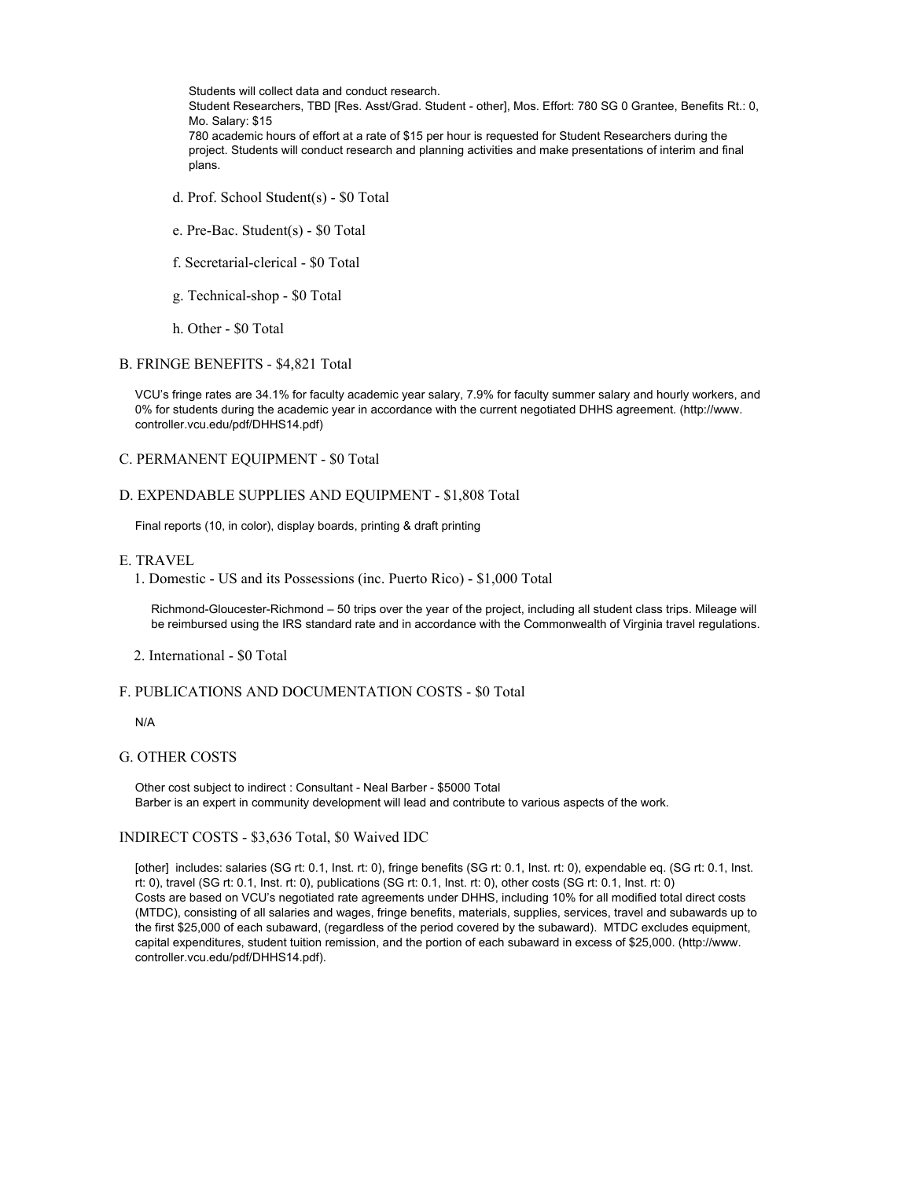Students will collect data and conduct research.
Student Researchers, TBD [Res. Asst/Grad. Student - other], Mos. Effort: 780 SG 0 Grantee, Benefits Rt.: 0, Mo. Salary: $15
780 academic hours of effort at a rate of $15 per hour is requested for Student Researchers during the project. Students will conduct research and planning activities and make presentations of interim and final plans.

d. Prof. School Student(s) - $0 Total

e. Pre-Bac. Student(s) - $0 Total

f. Secretarial-clerical - $0 Total

g. Technical-shop - $0 Total

h. Other - $0 Total

## B. FRINGE BENEFITS - $4,821 Total

VCU's fringe rates are 34.1% for faculty academic year salary, 7.9% for faculty summer salary and hourly workers, and 0% for students during the academic year in accordance with the current negotiated DHHS agreement. (http://www.controller.vcu.edu/pdf/DHHS14.pdf)

## C. PERMANENT EQUIPMENT - $0 Total

## D. EXPENDABLE SUPPLIES AND EQUIPMENT - $1,808 Total

Final reports (10, in color), display boards, printing & draft printing

## E. TRAVEL

1. Domestic - US and its Possessions (inc. Puerto Rico) - $1,000 Total

   Richmond-Gloucester-Richmond – 50 trips over the year of the project, including all student class trips. Mileage will be reimbursed using the IRS standard rate and in accordance with the Commonwealth of Virginia travel regulations.

2. International - $0 Total

## F. PUBLICATIONS AND DOCUMENTATION COSTS - $0 Total

N/A

## G. OTHER COSTS

Other cost subject to indirect : Consultant - Neal Barber - $5000 Total
Barber is an expert in community development will lead and contribute to various aspects of the work.

## INDIRECT COSTS - $3,636 Total, $0 Waived IDC

[other] includes: salaries (SG rt: 0.1, Inst. rt: 0), fringe benefits (SG rt: 0.1, Inst. rt: 0), expendable eq. (SG rt: 0.1, Inst. rt: 0), travel (SG rt: 0.1, Inst. rt: 0), publications (SG rt: 0.1, Inst. rt: 0), other costs (SG rt: 0.1, Inst. rt: 0)
Costs are based on VCU's negotiated rate agreements under DHHS, including 10% for all modified total direct costs (MTDC), consisting of all salaries and wages, fringe benefits, materials, supplies, services, travel and subawards up to the first $25,000 of each subaward, (regardless of the period covered by the subaward). MTDC excludes equipment, capital expenditures, student tuition remission, and the portion of each subaward in excess of $25,000. (http://www.controller.vcu.edu/pdf/DHHS14.pdf).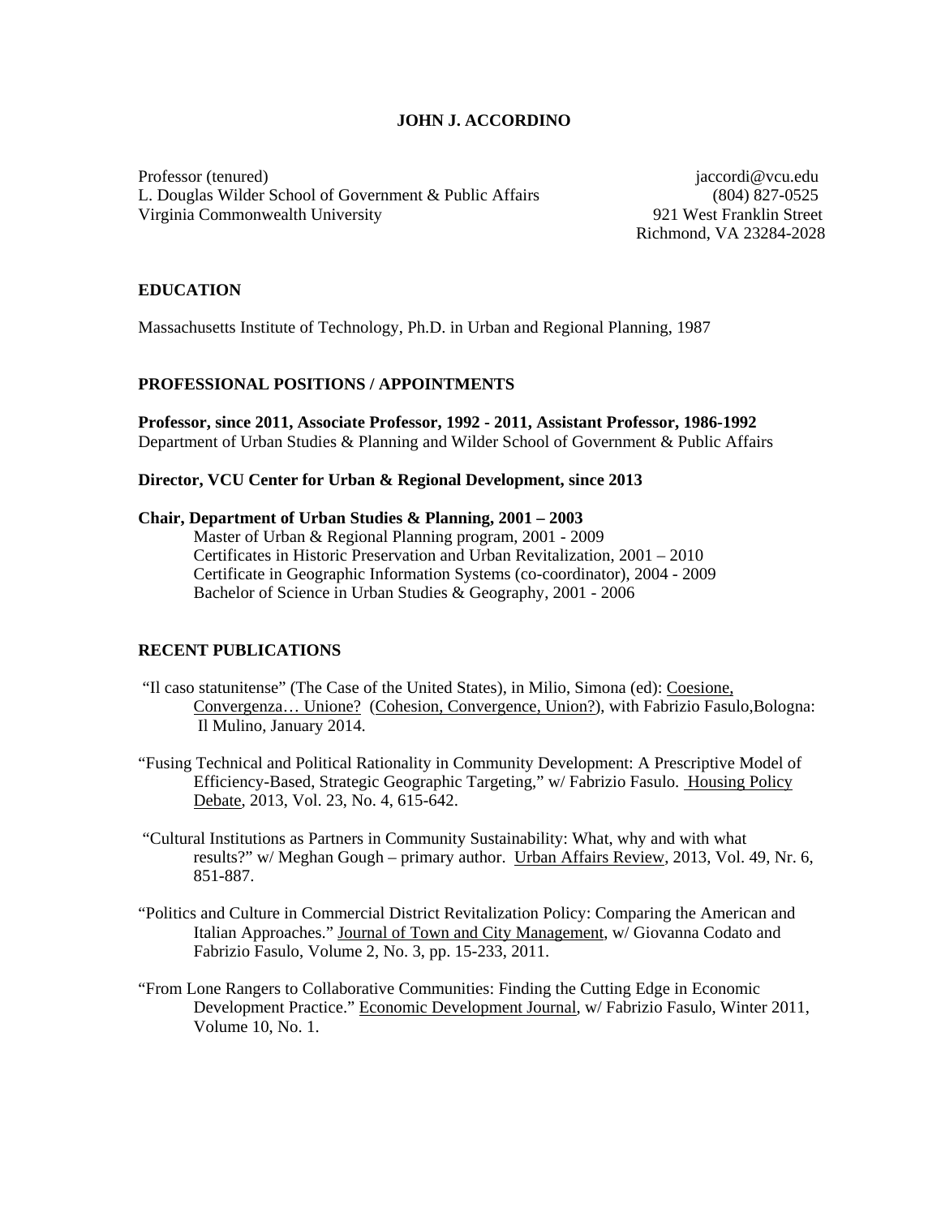**JOHN J. ACCORDINO**

Professor (tenured)
L. Douglas Wilder School of Government & Public Affairs
Virginia Commonwealth University

jaccordi@vcu.edu
(804) 827-0525
921 West Franklin Street
Richmond, VA 23284-2028

## EDUCATION

Massachusetts Institute of Technology, Ph.D. in Urban and Regional Planning, 1987

## PROFESSIONAL POSITIONS / APPOINTMENTS

**Professor, since 2011, Associate Professor, 1992 - 2011, Assistant Professor, 1986-1992**
Department of Urban Studies & Planning and Wilder School of Government & Public Affairs

**Director, VCU Center for Urban & Regional Development, since 2013**

**Chair, Department of Urban Studies & Planning, 2001 – 2003**
Master of Urban & Regional Planning program, 2001 - 2009
Certificates in Historic Preservation and Urban Revitalization, 2001 – 2010
Certificate in Geographic Information Systems (co-coordinator), 2004 - 2009
Bachelor of Science in Urban Studies & Geography, 2001 - 2006

## RECENT PUBLICATIONS

"Il caso statunitense" (The Case of the United States), in Milio, Simona (ed): Coesione, Convergenza… Unione? (Cohesion, Convergence, Union?), with Fabrizio Fasulo,Bologna: Il Mulino, January 2014.

"Fusing Technical and Political Rationality in Community Development: A Prescriptive Model of Efficiency-Based, Strategic Geographic Targeting," w/ Fabrizio Fasulo. Housing Policy Debate, 2013, Vol. 23, No. 4, 615-642.

"Cultural Institutions as Partners in Community Sustainability: What, why and with what results?" w/ Meghan Gough – primary author. Urban Affairs Review, 2013, Vol. 49, Nr. 6, 851-887.

"Politics and Culture in Commercial District Revitalization Policy: Comparing the American and Italian Approaches." Journal of Town and City Management, w/ Giovanna Codato and Fabrizio Fasulo, Volume 2, No. 3, pp. 15-233, 2011.

"From Lone Rangers to Collaborative Communities: Finding the Cutting Edge in Economic Development Practice." Economic Development Journal, w/ Fabrizio Fasulo, Winter 2011, Volume 10, No. 1.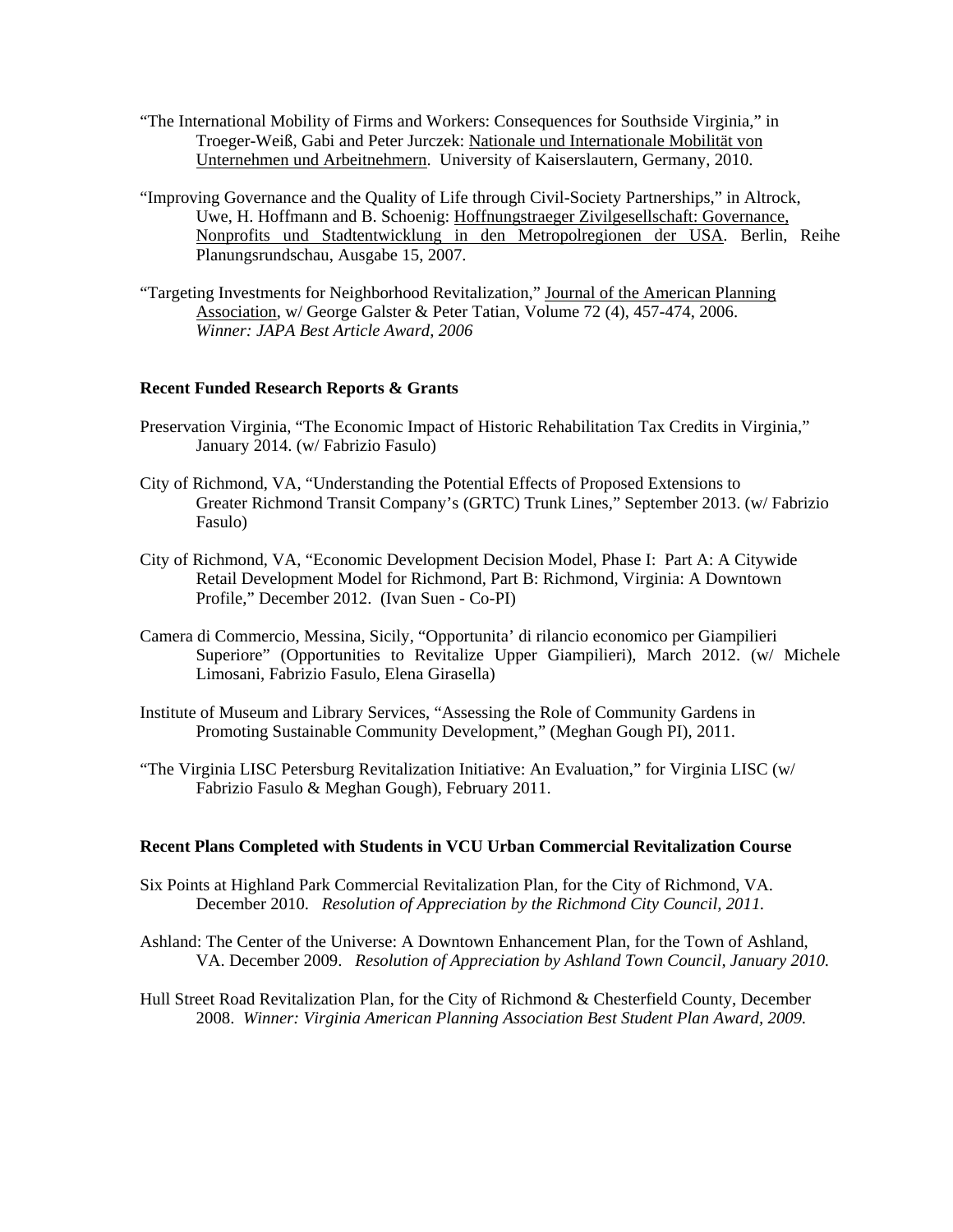"The International Mobility of Firms and Workers: Consequences for Southside Virginia," in Troeger-Weiß, Gabi and Peter Jurczek: Nationale und Internationale Mobilität von Unternehmen und Arbeitnehmern. University of Kaiserslautern, Germany, 2010.

"Improving Governance and the Quality of Life through Civil-Society Partnerships," in Altrock, Uwe, H. Hoffmann and B. Schoenig: Hoffnungstraeger Zivilgesellschaft: Governance, Nonprofits und Stadtentwicklung in den Metropolregionen der USA. Berlin, Reihe Planungsrundschau, Ausgabe 15, 2007.

"Targeting Investments for Neighborhood Revitalization," Journal of the American Planning Association, w/ George Galster & Peter Tatian, Volume 72 (4), 457-474, 2006. *Winner: JAPA Best Article Award, 2006*

**Recent Funded Research Reports & Grants**

Preservation Virginia, "The Economic Impact of Historic Rehabilitation Tax Credits in Virginia," January 2014. (w/ Fabrizio Fasulo)

City of Richmond, VA, "Understanding the Potential Effects of Proposed Extensions to Greater Richmond Transit Company's (GRTC) Trunk Lines," September 2013. (w/ Fabrizio Fasulo)

City of Richmond, VA, "Economic Development Decision Model, Phase I: Part A: A Citywide Retail Development Model for Richmond, Part B: Richmond, Virginia: A Downtown Profile," December 2012. (Ivan Suen - Co-PI)

Camera di Commercio, Messina, Sicily, "Opportunita' di rilancio economico per Giampilieri Superiore" (Opportunities to Revitalize Upper Giampilieri), March 2012. (w/ Michele Limosani, Fabrizio Fasulo, Elena Girasella)

Institute of Museum and Library Services, "Assessing the Role of Community Gardens in Promoting Sustainable Community Development," (Meghan Gough PI), 2011.

"The Virginia LISC Petersburg Revitalization Initiative: An Evaluation," for Virginia LISC (w/ Fabrizio Fasulo & Meghan Gough), February 2011.

**Recent Plans Completed with Students in VCU Urban Commercial Revitalization Course**

Six Points at Highland Park Commercial Revitalization Plan, for the City of Richmond, VA. December 2010. *Resolution of Appreciation by the Richmond City Council, 2011.*

Ashland: The Center of the Universe: A Downtown Enhancement Plan, for the Town of Ashland, VA. December 2009. *Resolution of Appreciation by Ashland Town Council, January 2010.*

Hull Street Road Revitalization Plan, for the City of Richmond & Chesterfield County, December 2008. *Winner: Virginia American Planning Association Best Student Plan Award, 2009.*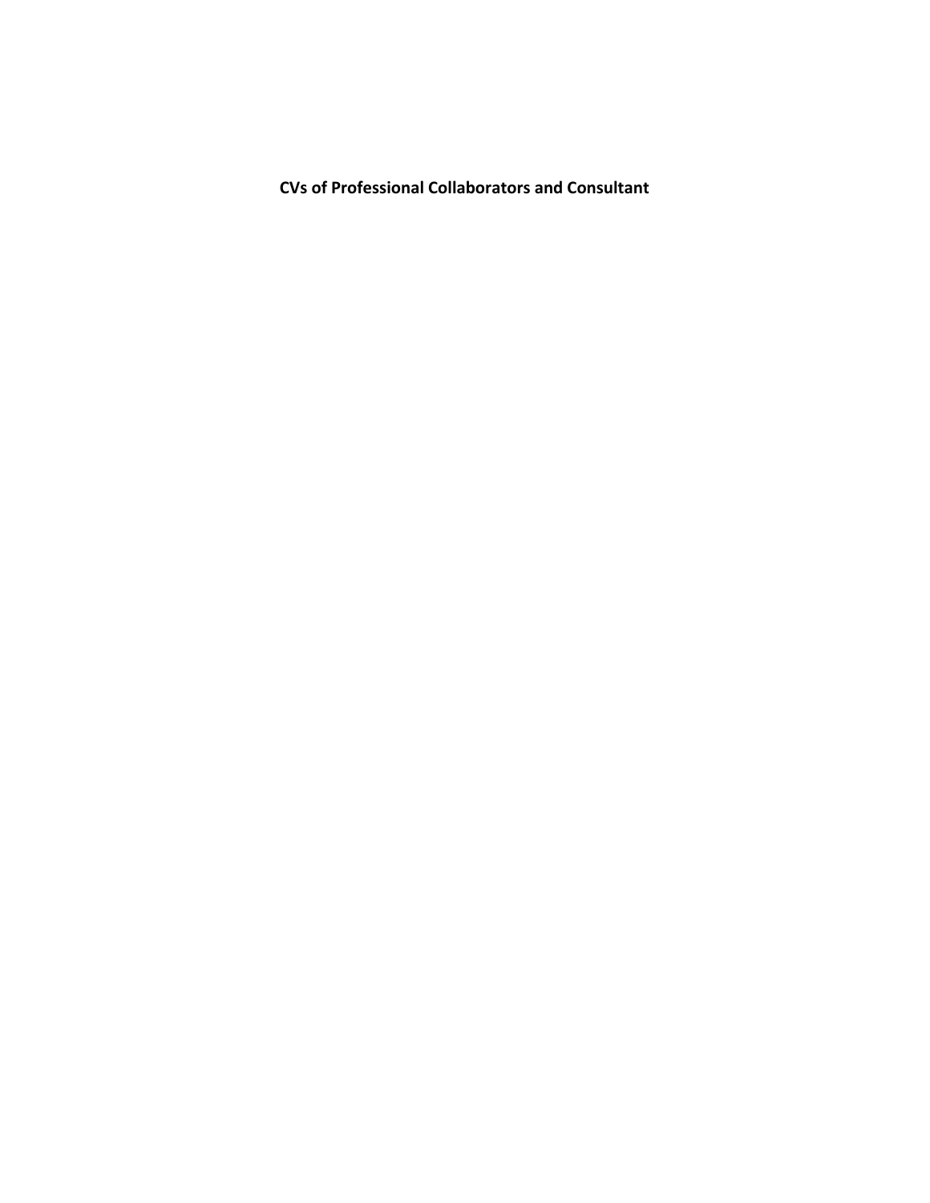**CVs of Professional Collaborators and Consultant**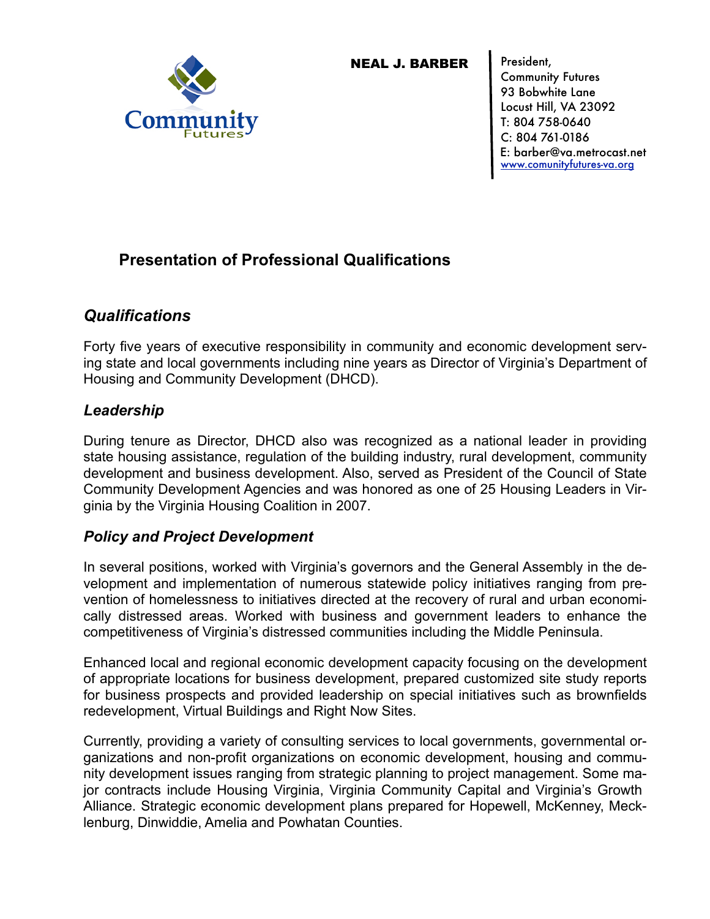**NEAL J. BARBER**

President,
Community Futures
93 Bobwhite Lane
Locust Hill, VA 23092
T: 804 758-0640
C: 804 761-0186
E: barber@va.metrocast.net
www.comunityfutures-va.org

## Presentation of Professional Qualifications

### *Qualifications*

Forty five years of executive responsibility in community and economic development serving state and local governments including nine years as Director of Virginia's Department of Housing and Community Development (DHCD).

### *Leadership*

During tenure as Director, DHCD also was recognized as a national leader in providing state housing assistance, regulation of the building industry, rural development, community development and business development. Also, served as President of the Council of State Community Development Agencies and was honored as one of 25 Housing Leaders in Virginia by the Virginia Housing Coalition in 2007.

### *Policy and Project Development*

In several positions, worked with Virginia's governors and the General Assembly in the development and implementation of numerous statewide policy initiatives ranging from prevention of homelessness to initiatives directed at the recovery of rural and urban economically distressed areas. Worked with business and government leaders to enhance the competitiveness of Virginia's distressed communities including the Middle Peninsula.

Enhanced local and regional economic development capacity focusing on the development of appropriate locations for business development, prepared customized site study reports for business prospects and provided leadership on special initiatives such as brownfields redevelopment, Virtual Buildings and Right Now Sites.

Currently, providing a variety of consulting services to local governments, governmental organizations and non-profit organizations on economic development, housing and community development issues ranging from strategic planning to project management. Some major contracts include Housing Virginia, Virginia Community Capital and Virginia's Growth Alliance. Strategic economic development plans prepared for Hopewell, McKenney, Mecklenburg, Dinwiddie, Amelia and Powhatan Counties.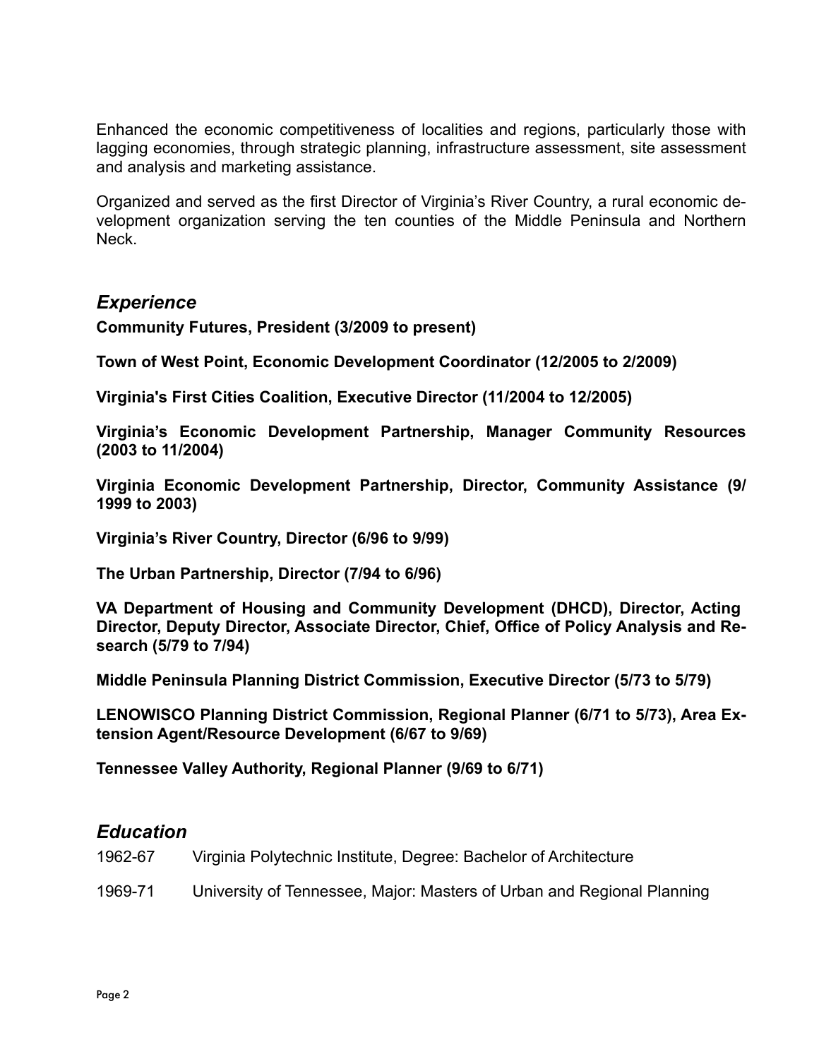Enhanced the economic competitiveness of localities and regions, particularly those with lagging economies, through strategic planning, infrastructure assessment, site assessment and analysis and marketing assistance.

Organized and served as the first Director of Virginia's River Country, a rural economic development organization serving the ten counties of the Middle Peninsula and Northern Neck.

## *Experience*

**Community Futures, President (3/2009 to present)**

**Town of West Point, Economic Development Coordinator (12/2005 to 2/2009)**

**Virginia's First Cities Coalition, Executive Director (11/2004 to 12/2005)**

**Virginia's Economic Development Partnership, Manager Community Resources (2003 to 11/2004)**

**Virginia Economic Development Partnership, Director, Community Assistance (9/1999 to 2003)**

**Virginia's River Country, Director (6/96 to 9/99)**

**The Urban Partnership, Director (7/94 to 6/96)**

**VA Department of Housing and Community Development (DHCD), Director, Acting Director, Deputy Director, Associate Director, Chief, Office of Policy Analysis and Research (5/79 to 7/94)**

**Middle Peninsula Planning District Commission, Executive Director (5/73 to 5/79)**

**LENOWISCO Planning District Commission, Regional Planner (6/71 to 5/73), Area Extension Agent/Resource Development (6/67 to 9/69)**

**Tennessee Valley Authority, Regional Planner (9/69 to 6/71)**

## *Education*

1962-67 Virginia Polytechnic Institute, Degree: Bachelor of Architecture

1969-71 University of Tennessee, Major: Masters of Urban and Regional Planning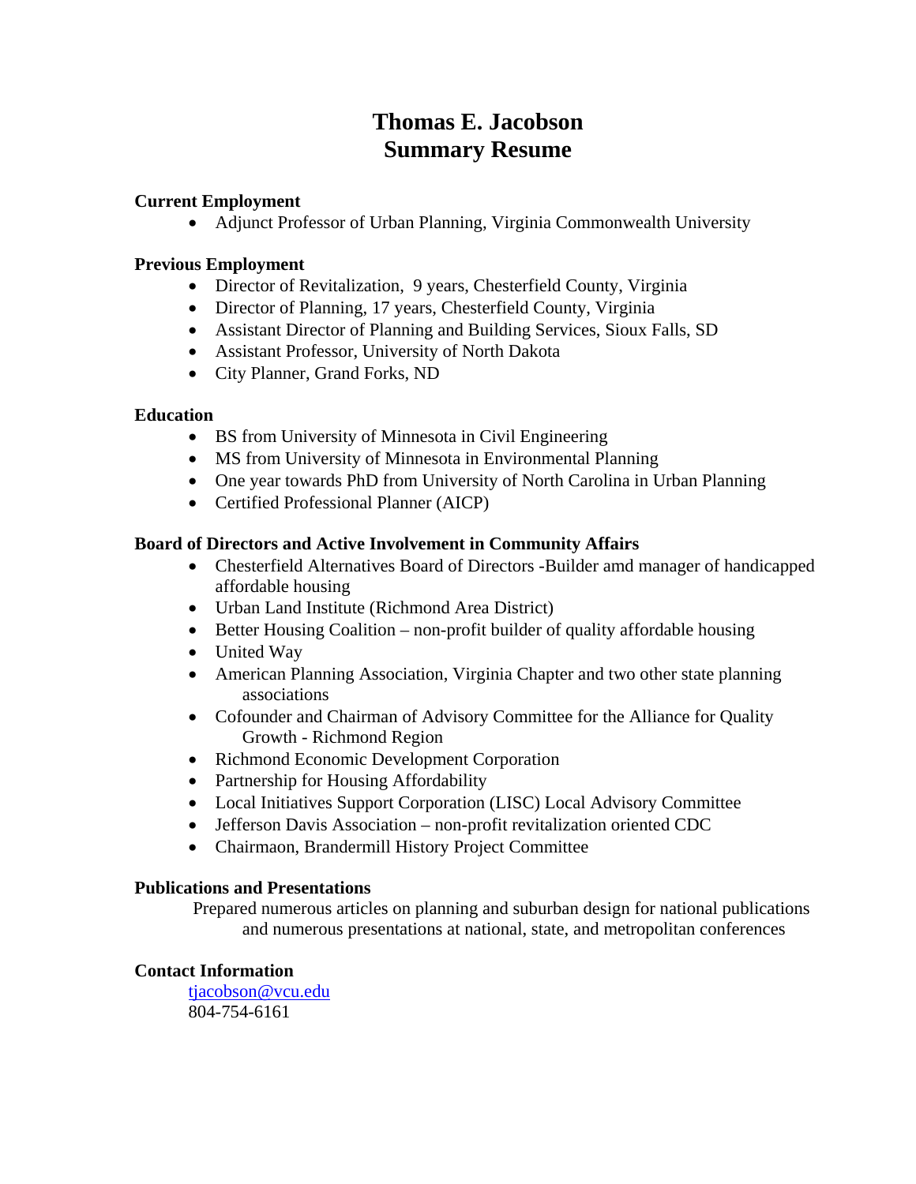# Thomas E. Jacobson
# Summary Resume

**Current Employment**

- Adjunct Professor of Urban Planning, Virginia Commonwealth University

**Previous Employment**

- Director of Revitalization, 9 years, Chesterfield County, Virginia
- Director of Planning, 17 years, Chesterfield County, Virginia
- Assistant Director of Planning and Building Services, Sioux Falls, SD
- Assistant Professor, University of North Dakota
- City Planner, Grand Forks, ND

**Education**

- BS from University of Minnesota in Civil Engineering
- MS from University of Minnesota in Environmental Planning
- One year towards PhD from University of North Carolina in Urban Planning
- Certified Professional Planner (AICP)

**Board of Directors and Active Involvement in Community Affairs**

- Chesterfield Alternatives Board of Directors -Builder amd manager of handicapped affordable housing
- Urban Land Institute (Richmond Area District)
- Better Housing Coalition – non-profit builder of quality affordable housing
- United Way
- American Planning Association, Virginia Chapter and two other state planning associations
- Cofounder and Chairman of Advisory Committee for the Alliance for Quality Growth - Richmond Region
- Richmond Economic Development Corporation
- Partnership for Housing Affordability
- Local Initiatives Support Corporation (LISC) Local Advisory Committee
- Jefferson Davis Association – non-profit revitalization oriented CDC
- Chairmaon, Brandermill History Project Committee

**Publications and Presentations**

Prepared numerous articles on planning and suburban design for national publications and numerous presentations at national, state, and metropolitan conferences

**Contact Information**

tjacobson@vcu.edu
804-754-6161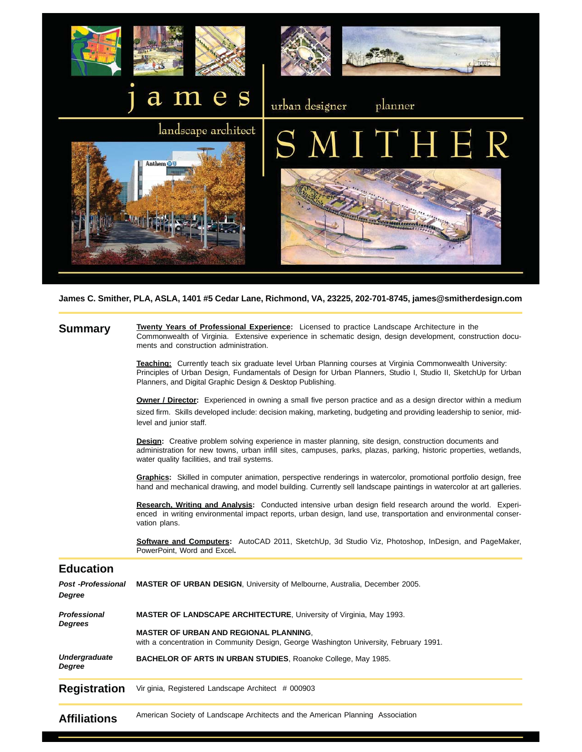# james SMITHER

landscape architect | urban designer | planner

**James C. Smither, PLA, ASLA, 1401 #5 Cedar Lane, Richmond, VA, 23225, 202-701-8745, james@smitherdesign.com**

## Summary

**Twenty Years of Professional Experience:** Licensed to practice Landscape Architecture in the Commonwealth of Virginia. Extensive experience in schematic design, design development, construction documents and construction administration.

**Teaching:** Currently teach six graduate level Urban Planning courses at Virginia Commonwealth University: Principles of Urban Design, Fundamentals of Design for Urban Planners, Studio I, Studio II, SketchUp for Urban Planners, and Digital Graphic Design & Desktop Publishing.

**Owner / Director:** Experienced in owning a small five person practice and as a design director within a medium sized firm. Skills developed include: decision making, marketing, budgeting and providing leadership to senior, mid-level and junior staff.

**Design:** Creative problem solving experience in master planning, site design, construction documents and administration for new towns, urban infill sites, campuses, parks, plazas, parking, historic properties, wetlands, water quality facilities, and trail systems.

**Graphics:** Skilled in computer animation, perspective renderings in watercolor, promotional portfolio design, free hand and mechanical drawing, and model building. Currently sell landscape paintings in watercolor at art galleries.

**Research, Writing and Analysis:** Conducted intensive urban design field research around the world. Experienced in writing environmental impact reports, urban design, land use, transportation and environmental conservation plans.

**Software and Computers:** AutoCAD 2011, SketchUp, 3d Studio Viz, Photoshop, InDesign, and PageMaker, PowerPoint, Word and Excel.

## Education

***Post -Professional Degree***

**MASTER OF URBAN DESIGN**, University of Melbourne, Australia, December 2005.

***Professional Degrees***

**MASTER OF LANDSCAPE ARCHITECTURE**, University of Virginia, May 1993.

**MASTER OF URBAN AND REGIONAL PLANNING**,
with a concentration in Community Design, George Washington University, February 1991.

***Undergraduate Degree***

**BACHELOR OF ARTS IN URBAN STUDIES**, Roanoke College, May 1985.

## Registration

Vir ginia, Registered Landscape Architect # 000903

## Affiliations

American Society of Landscape Architects and the American Planning Association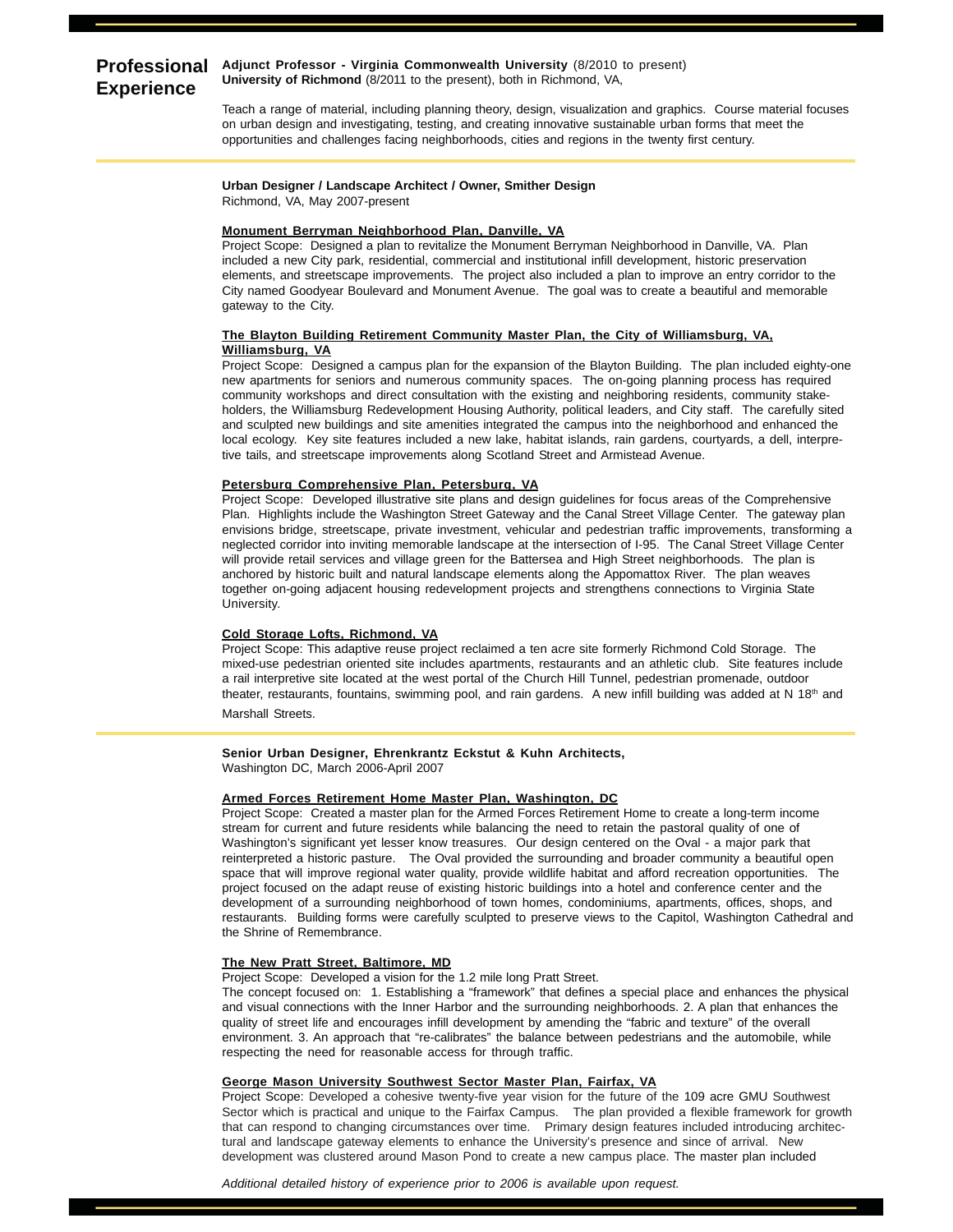## Professional Experience

**Adjunct Professor - Virginia Commonwealth University** (8/2010 to present)
**University of Richmond** (8/2011 to the present), both in Richmond, VA,

Teach a range of material, including planning theory, design, visualization and graphics. Course material focuses on urban design and investigating, testing, and creating innovative sustainable urban forms that meet the opportunities and challenges facing neighborhoods, cities and regions in the twenty first century.

---

**Urban Designer / Landscape Architect / Owner, Smither Design**
Richmond, VA, May 2007-present

**Monument Berryman Neighborhood Plan, Danville, VA**
Project Scope: Designed a plan to revitalize the Monument Berryman Neighborhood in Danville, VA. Plan included a new City park, residential, commercial and institutional infill development, historic preservation elements, and streetscape improvements. The project also included a plan to improve an entry corridor to the City named Goodyear Boulevard and Monument Avenue. The goal was to create a beautiful and memorable gateway to the City.

**The Blayton Building Retirement Community Master Plan, the City of Williamsburg, VA, Williamsburg, VA**
Project Scope: Designed a campus plan for the expansion of the Blayton Building. The plan included eighty-one new apartments for seniors and numerous community spaces. The on-going planning process has required community workshops and direct consultation with the existing and neighboring residents, community stake-holders, the Williamsburg Redevelopment Housing Authority, political leaders, and City staff. The carefully sited and sculpted new buildings and site amenities integrated the campus into the neighborhood and enhanced the local ecology. Key site features included a new lake, habitat islands, rain gardens, courtyards, a dell, interpre-tive tails, and streetscape improvements along Scotland Street and Armistead Avenue.

**Petersburg Comprehensive Plan, Petersburg, VA**
Project Scope: Developed illustrative site plans and design guidelines for focus areas of the Comprehensive Plan. Highlights include the Washington Street Gateway and the Canal Street Village Center. The gateway plan envisions bridge, streetscape, private investment, vehicular and pedestrian traffic improvements, transforming a neglected corridor into inviting memorable landscape at the intersection of I-95. The Canal Street Village Center will provide retail services and village green for the Battersea and High Street neighborhoods. The plan is anchored by historic built and natural landscape elements along the Appomattox River. The plan weaves together on-going adjacent housing redevelopment projects and strengthens connections to Virginia State University.

**Cold Storage Lofts, Richmond, VA**
Project Scope: This adaptive reuse project reclaimed a ten acre site formerly Richmond Cold Storage. The mixed-use pedestrian oriented site includes apartments, restaurants and an athletic club. Site features include a rail interpretive site located at the west portal of the Church Hill Tunnel, pedestrian promenade, outdoor theater, restaurants, fountains, swimming pool, and rain gardens. A new infill building was added at N 18th and Marshall Streets.

---

**Senior Urban Designer, Ehrenkrantz Eckstut & Kuhn Architects,**
Washington DC, March 2006-April 2007

**Armed Forces Retirement Home Master Plan, Washington, DC**
Project Scope: Created a master plan for the Armed Forces Retirement Home to create a long-term income stream for current and future residents while balancing the need to retain the pastoral quality of one of Washington's significant yet lesser know treasures. Our design centered on the Oval - a major park that reinterpreted a historic pasture. The Oval provided the surrounding and broader community a beautiful open space that will improve regional water quality, provide wildlife habitat and afford recreation opportunities. The project focused on the adapt reuse of existing historic buildings into a hotel and conference center and the development of a surrounding neighborhood of town homes, condominiums, apartments, offices, shops, and restaurants. Building forms were carefully sculpted to preserve views to the Capitol, Washington Cathedral and the Shrine of Remembrance.

**The New Pratt Street, Baltimore, MD**
Project Scope: Developed a vision for the 1.2 mile long Pratt Street.
The concept focused on: 1. Establishing a "framework" that defines a special place and enhances the physical and visual connections with the Inner Harbor and the surrounding neighborhoods. 2. A plan that enhances the quality of street life and encourages infill development by amending the "fabric and texture" of the overall environment. 3. An approach that "re-calibrates" the balance between pedestrians and the automobile, while respecting the need for reasonable access for through traffic.

**George Mason University Southwest Sector Master Plan, Fairfax, VA**
Project Scope: Developed a cohesive twenty-five year vision for the future of the 109 acre GMU Southwest Sector which is practical and unique to the Fairfax Campus. The plan provided a flexible framework for growth that can respond to changing circumstances over time. Primary design features included introducing architec-tural and landscape gateway elements to enhance the University's presence and since of arrival. New development was clustered around Mason Pond to create a new campus place. The master plan included

*Additional detailed history of experience prior to 2006 is available upon request.*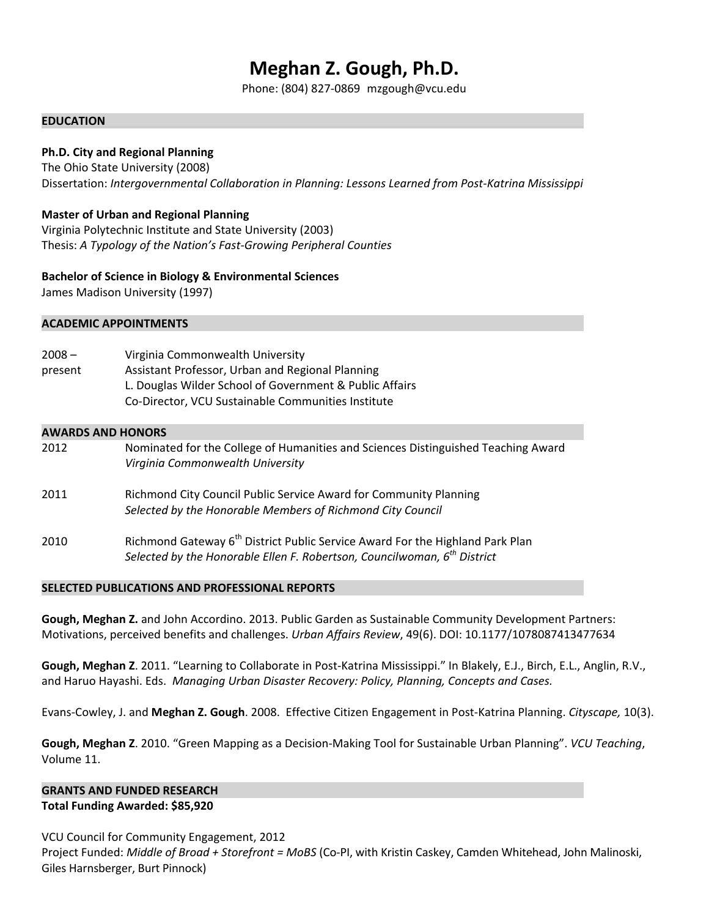# Meghan Z. Gough, Ph.D.

Phone: (804) 827-0869 mzgough@vcu.edu

## EDUCATION

**Ph.D. City and Regional Planning**
The Ohio State University (2008)
Dissertation: *Intergovernmental Collaboration in Planning: Lessons Learned from Post-Katrina Mississippi*

**Master of Urban and Regional Planning**
Virginia Polytechnic Institute and State University (2003)
Thesis: *A Typology of the Nation's Fast-Growing Peripheral Counties*

**Bachelor of Science in Biology & Environmental Sciences**
James Madison University (1997)

## ACADEMIC APPOINTMENTS

| | |
|---|---|
| 2008 – present | Virginia Commonwealth University<br>Assistant Professor, Urban and Regional Planning<br>L. Douglas Wilder School of Government & Public Affairs<br>Co-Director, VCU Sustainable Communities Institute |

## AWARDS AND HONORS

| | |
|---|---|
| 2012 | Nominated for the College of Humanities and Sciences Distinguished Teaching Award<br>*Virginia Commonwealth University* |
| 2011 | Richmond City Council Public Service Award for Community Planning<br>*Selected by the Honorable Members of Richmond City Council* |
| 2010 | Richmond Gateway 6th District Public Service Award For the Highland Park Plan<br>*Selected by the Honorable Ellen F. Robertson, Councilwoman, 6th District* |

## SELECTED PUBLICATIONS AND PROFESSIONAL REPORTS

**Gough, Meghan Z.** and John Accordino. 2013. Public Garden as Sustainable Community Development Partners: Motivations, perceived benefits and challenges. *Urban Affairs Review*, 49(6). DOI: 10.1177/1078087413477634

**Gough, Meghan Z**. 2011. "Learning to Collaborate in Post-Katrina Mississippi." In Blakely, E.J., Birch, E.L., Anglin, R.V., and Haruo Hayashi. Eds. *Managing Urban Disaster Recovery: Policy, Planning, Concepts and Cases.*

Evans-Cowley, J. and **Meghan Z. Gough**. 2008. Effective Citizen Engagement in Post-Katrina Planning. *Cityscape,* 10(3).

**Gough, Meghan Z**. 2010. "Green Mapping as a Decision-Making Tool for Sustainable Urban Planning". *VCU Teaching*, Volume 11.

## GRANTS AND FUNDED RESEARCH

**Total Funding Awarded: $85,920**

VCU Council for Community Engagement, 2012
Project Funded: *Middle of Broad + Storefront = MoBS* (Co-PI, with Kristin Caskey, Camden Whitehead, John Malinoski, Giles Harnsberger, Burt Pinnock)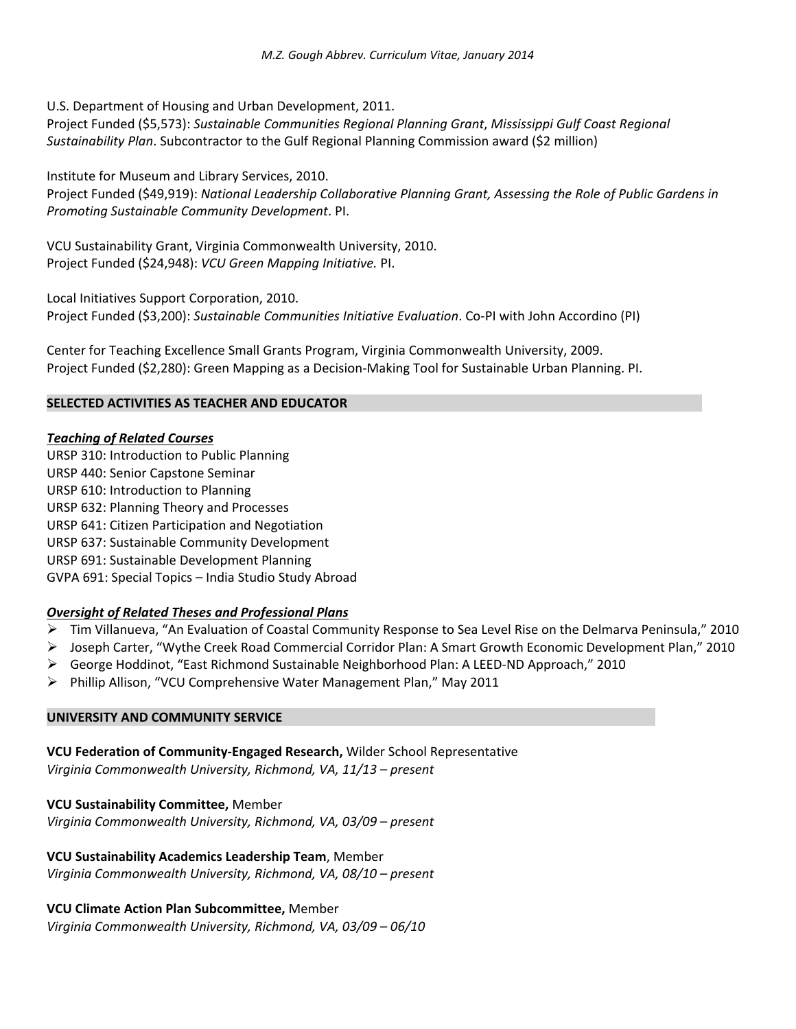U.S. Department of Housing and Urban Development, 2011.
Project Funded ($5,573): *Sustainable Communities Regional Planning Grant*, *Mississippi Gulf Coast Regional Sustainability Plan*. Subcontractor to the Gulf Regional Planning Commission award ($2 million)

Institute for Museum and Library Services, 2010.
Project Funded ($49,919): *National Leadership Collaborative Planning Grant, Assessing the Role of Public Gardens in Promoting Sustainable Community Development*. PI.

VCU Sustainability Grant, Virginia Commonwealth University, 2010.
Project Funded ($24,948): *VCU Green Mapping Initiative.* PI.

Local Initiatives Support Corporation, 2010.
Project Funded ($3,200): *Sustainable Communities Initiative Evaluation*. Co-PI with John Accordino (PI)

Center for Teaching Excellence Small Grants Program, Virginia Commonwealth University, 2009.
Project Funded ($2,280): Green Mapping as a Decision-Making Tool for Sustainable Urban Planning. PI.

## SELECTED ACTIVITIES AS TEACHER AND EDUCATOR

***Teaching of Related Courses***

URSP 310: Introduction to Public Planning
URSP 440: Senior Capstone Seminar
URSP 610: Introduction to Planning
URSP 632: Planning Theory and Processes
URSP 641: Citizen Participation and Negotiation
URSP 637: Sustainable Community Development
URSP 691: Sustainable Development Planning
GVPA 691: Special Topics – India Studio Study Abroad

***Oversight of Related Theses and Professional Plans***

- Tim Villanueva, "An Evaluation of Coastal Community Response to Sea Level Rise on the Delmarva Peninsula," 2010
- Joseph Carter, "Wythe Creek Road Commercial Corridor Plan: A Smart Growth Economic Development Plan," 2010
- George Hoddinot, "East Richmond Sustainable Neighborhood Plan: A LEED-ND Approach," 2010
- Phillip Allison, "VCU Comprehensive Water Management Plan," May 2011

## UNIVERSITY AND COMMUNITY SERVICE

**VCU Federation of Community-Engaged Research,** Wilder School Representative
*Virginia Commonwealth University, Richmond, VA, 11/13 – present*

**VCU Sustainability Committee,** Member
*Virginia Commonwealth University, Richmond, VA, 03/09 – present*

**VCU Sustainability Academics Leadership Team**, Member
*Virginia Commonwealth University, Richmond, VA, 08/10 – present*

**VCU Climate Action Plan Subcommittee,** Member
*Virginia Commonwealth University, Richmond, VA, 03/09 – 06/10*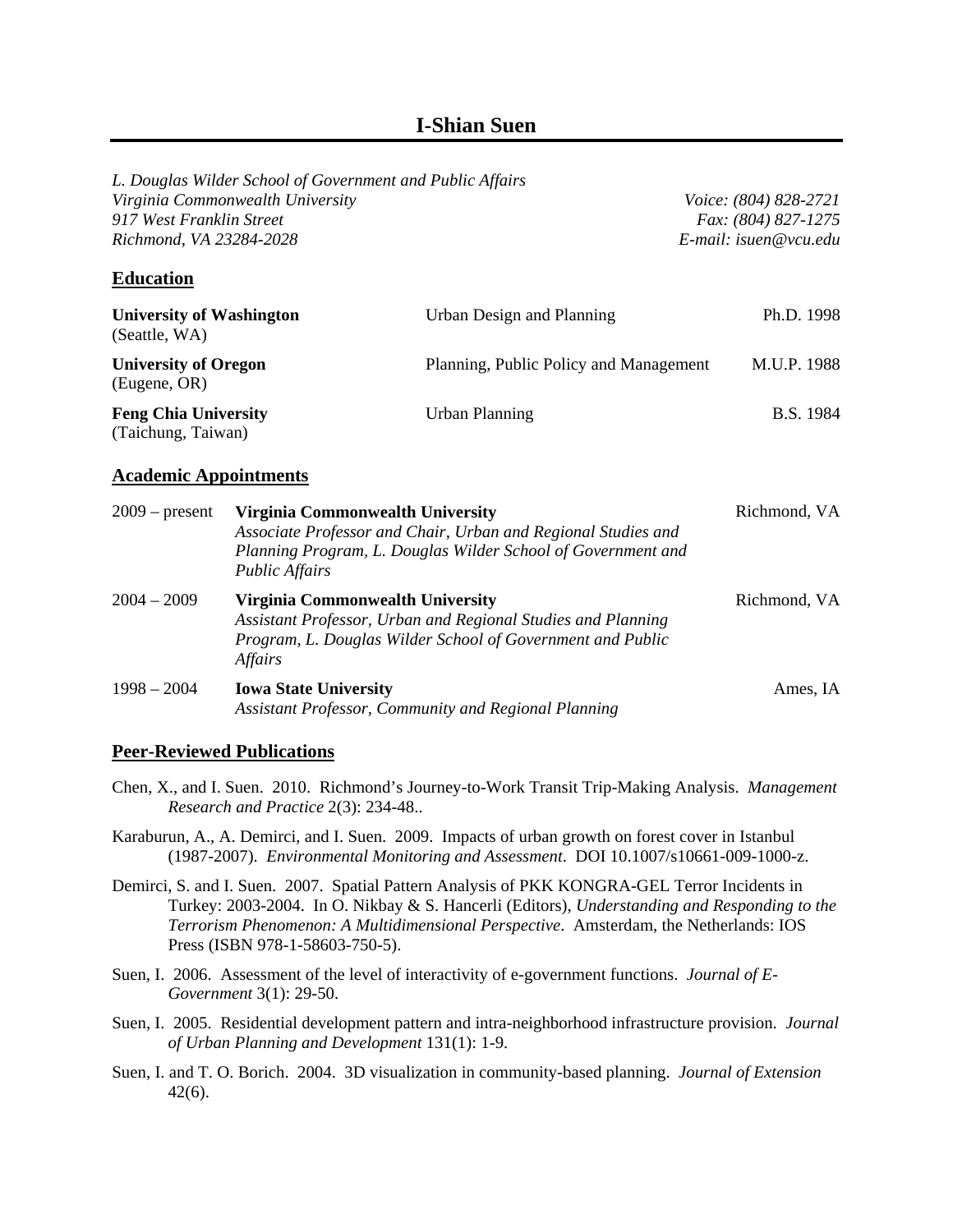# I-Shian Suen

*L. Douglas Wilder School of Government and Public Affairs*
*Virginia Commonwealth University*
*917 West Franklin Street*
*Richmond, VA 23284-2028*

*Voice: (804) 828-2721*
*Fax: (804) 827-1275*
*E-mail: isuen@vcu.edu*

## Education

| | | |
|---|---|---|
| **University of Washington** (Seattle, WA) | Urban Design and Planning | Ph.D. 1998 |
| **University of Oregon** (Eugene, OR) | Planning, Public Policy and Management | M.U.P. 1988 |
| **Feng Chia University** (Taichung, Taiwan) | Urban Planning | B.S. 1984 |

## Academic Appointments

| | | |
|---|---|---|
| 2009 – present | **Virginia Commonwealth University** *Associate Professor and Chair, Urban and Regional Studies and Planning Program, L. Douglas Wilder School of Government and Public Affairs* | Richmond, VA |
| 2004 – 2009 | **Virginia Commonwealth University** *Assistant Professor, Urban and Regional Studies and Planning Program, L. Douglas Wilder School of Government and Public Affairs* | Richmond, VA |
| 1998 – 2004 | **Iowa State University** *Assistant Professor, Community and Regional Planning* | Ames, IA |

## Peer-Reviewed Publications

Chen, X., and I. Suen. 2010. Richmond's Journey-to-Work Transit Trip-Making Analysis. *Management Research and Practice* 2(3): 234-48..

Karaburun, A., A. Demirci, and I. Suen. 2009. Impacts of urban growth on forest cover in Istanbul (1987-2007). *Environmental Monitoring and Assessment*. DOI 10.1007/s10661-009-1000-z.

Demirci, S. and I. Suen. 2007. Spatial Pattern Analysis of PKK KONGRA-GEL Terror Incidents in Turkey: 2003-2004. In O. Nikbay & S. Hancerli (Editors), *Understanding and Responding to the Terrorism Phenomenon: A Multidimensional Perspective*. Amsterdam, the Netherlands: IOS Press (ISBN 978-1-58603-750-5).

Suen, I. 2006. Assessment of the level of interactivity of e-government functions. *Journal of E-Government* 3(1): 29-50.

Suen, I. 2005. Residential development pattern and intra-neighborhood infrastructure provision. *Journal of Urban Planning and Development* 131(1): 1-9.

Suen, I. and T. O. Borich. 2004. 3D visualization in community-based planning. *Journal of Extension* 42(6).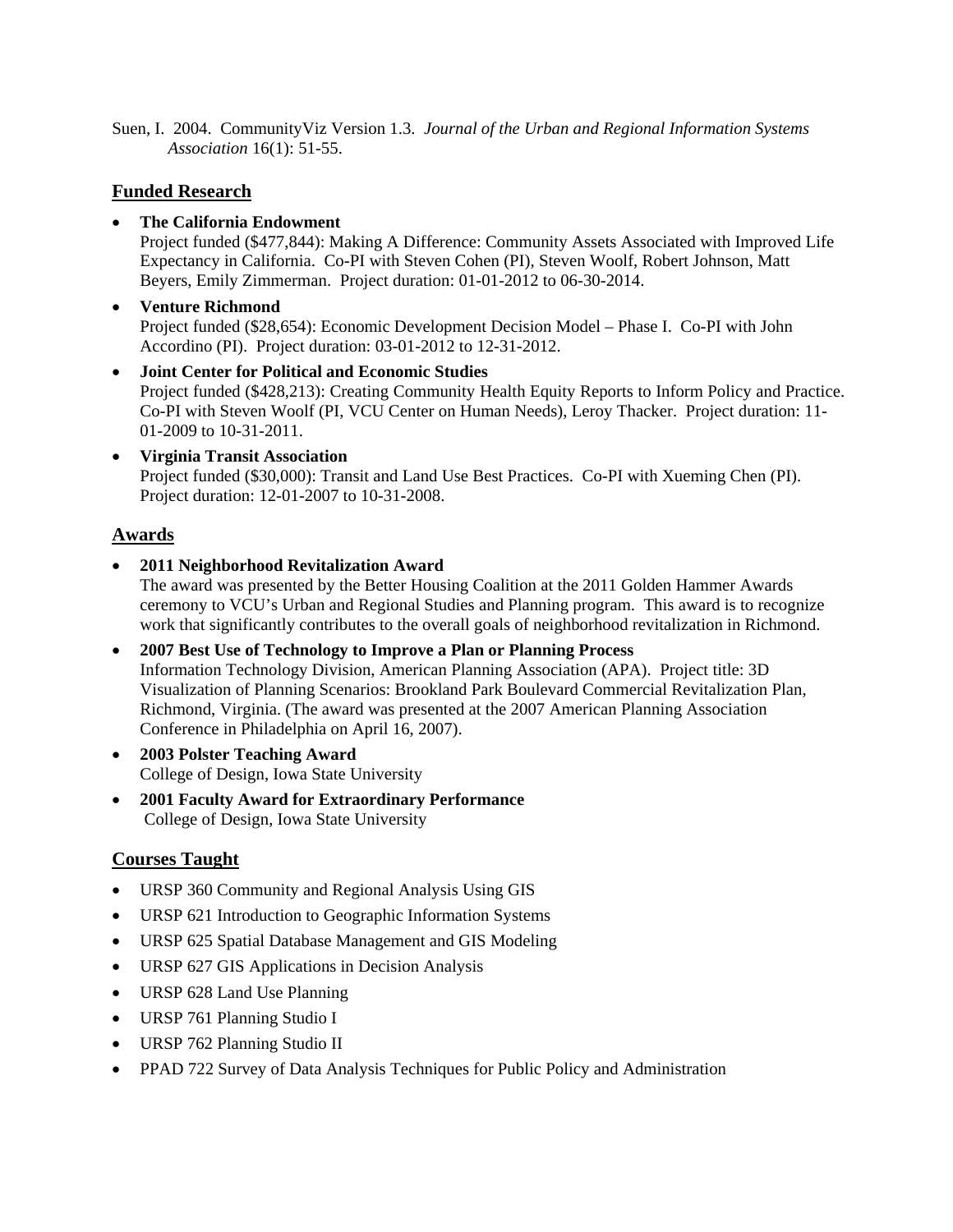Suen, I. 2004. CommunityViz Version 1.3. *Journal of the Urban and Regional Information Systems Association* 16(1): 51-55.

## Funded Research

- **The California Endowment**
  Project funded ($477,844): Making A Difference: Community Assets Associated with Improved Life Expectancy in California. Co-PI with Steven Cohen (PI), Steven Woolf, Robert Johnson, Matt Beyers, Emily Zimmerman. Project duration: 01-01-2012 to 06-30-2014.
- **Venture Richmond**
  Project funded ($28,654): Economic Development Decision Model – Phase I. Co-PI with John Accordino (PI). Project duration: 03-01-2012 to 12-31-2012.
- **Joint Center for Political and Economic Studies**
  Project funded ($428,213): Creating Community Health Equity Reports to Inform Policy and Practice. Co-PI with Steven Woolf (PI, VCU Center on Human Needs), Leroy Thacker. Project duration: 11-01-2009 to 10-31-2011.
- **Virginia Transit Association**
  Project funded ($30,000): Transit and Land Use Best Practices. Co-PI with Xueming Chen (PI). Project duration: 12-01-2007 to 10-31-2008.

## Awards

- **2011 Neighborhood Revitalization Award**
  The award was presented by the Better Housing Coalition at the 2011 Golden Hammer Awards ceremony to VCU's Urban and Regional Studies and Planning program. This award is to recognize work that significantly contributes to the overall goals of neighborhood revitalization in Richmond.
- **2007 Best Use of Technology to Improve a Plan or Planning Process**
  Information Technology Division, American Planning Association (APA). Project title: 3D Visualization of Planning Scenarios: Brookland Park Boulevard Commercial Revitalization Plan, Richmond, Virginia. (The award was presented at the 2007 American Planning Association Conference in Philadelphia on April 16, 2007).
- **2003 Polster Teaching Award**
  College of Design, Iowa State University
- **2001 Faculty Award for Extraordinary Performance**
  College of Design, Iowa State University

## Courses Taught

- URSP 360 Community and Regional Analysis Using GIS
- URSP 621 Introduction to Geographic Information Systems
- URSP 625 Spatial Database Management and GIS Modeling
- URSP 627 GIS Applications in Decision Analysis
- URSP 628 Land Use Planning
- URSP 761 Planning Studio I
- URSP 762 Planning Studio II
- PPAD 722 Survey of Data Analysis Techniques for Public Policy and Administration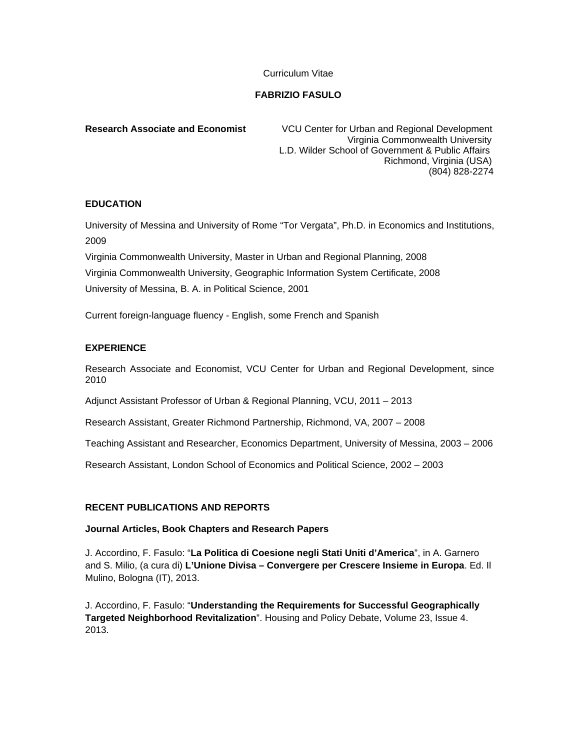Curriculum Vitae

**FABRIZIO FASULO**

**Research Associate and Economist**

VCU Center for Urban and Regional Development
Virginia Commonwealth University
L.D. Wilder School of Government & Public Affairs
Richmond, Virginia (USA)
(804) 828-2274

## EDUCATION

University of Messina and University of Rome "Tor Vergata", Ph.D. in Economics and Institutions, 2009

Virginia Commonwealth University, Master in Urban and Regional Planning, 2008

Virginia Commonwealth University, Geographic Information System Certificate, 2008

University of Messina, B. A. in Political Science, 2001

Current foreign-language fluency - English, some French and Spanish

## EXPERIENCE

Research Associate and Economist, VCU Center for Urban and Regional Development, since 2010

Adjunct Assistant Professor of Urban & Regional Planning, VCU, 2011 – 2013

Research Assistant, Greater Richmond Partnership, Richmond, VA, 2007 – 2008

Teaching Assistant and Researcher, Economics Department, University of Messina, 2003 – 2006

Research Assistant, London School of Economics and Political Science, 2002 – 2003

## RECENT PUBLICATIONS AND REPORTS

### Journal Articles, Book Chapters and Research Papers

J. Accordino, F. Fasulo: "**La Politica di Coesione negli Stati Uniti d'America**", in A. Garnero and S. Milio, (a cura di) **L'Unione Divisa – Convergere per Crescere Insieme in Europa**. Ed. Il Mulino, Bologna (IT), 2013.

J. Accordino, F. Fasulo: "**Understanding the Requirements for Successful Geographically Targeted Neighborhood Revitalization**". Housing and Policy Debate, Volume 23, Issue 4. 2013.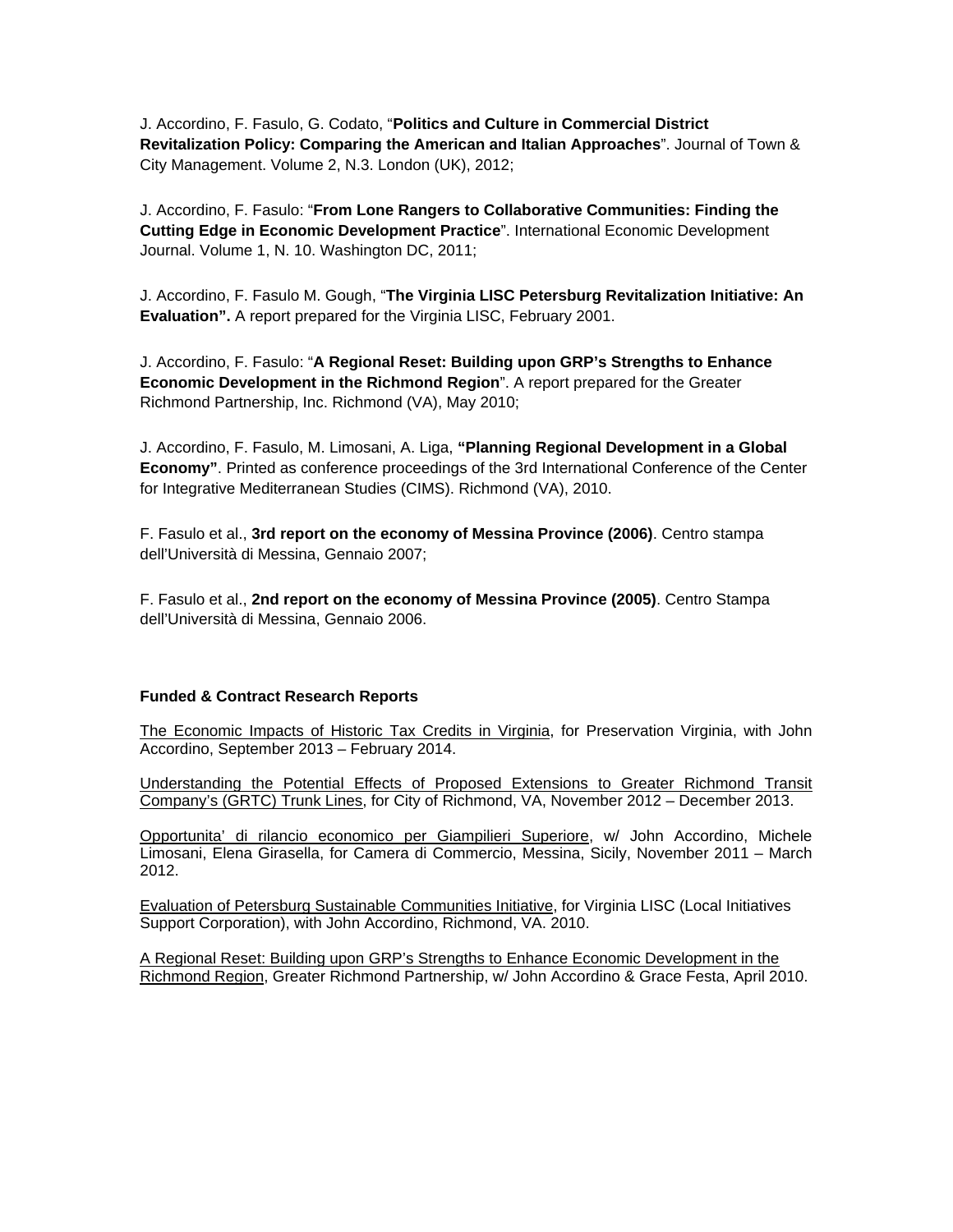J. Accordino, F. Fasulo, G. Codato, "**Politics and Culture in Commercial District Revitalization Policy: Comparing the American and Italian Approaches**". Journal of Town & City Management. Volume 2, N.3. London (UK), 2012;

J. Accordino, F. Fasulo: "**From Lone Rangers to Collaborative Communities: Finding the Cutting Edge in Economic Development Practice**". International Economic Development Journal. Volume 1, N. 10. Washington DC, 2011;

J. Accordino, F. Fasulo M. Gough, "**The Virginia LISC Petersburg Revitalization Initiative: An Evaluation".** A report prepared for the Virginia LISC, February 2001.

J. Accordino, F. Fasulo: "**A Regional Reset: Building upon GRP's Strengths to Enhance Economic Development in the Richmond Region**". A report prepared for the Greater Richmond Partnership, Inc. Richmond (VA), May 2010;

J. Accordino, F. Fasulo, M. Limosani, A. Liga, **"Planning Regional Development in a Global Economy"**. Printed as conference proceedings of the 3rd International Conference of the Center for Integrative Mediterranean Studies (CIMS). Richmond (VA), 2010.

F. Fasulo et al., **3rd report on the economy of Messina Province (2006)**. Centro stampa dell'Università di Messina, Gennaio 2007;

F. Fasulo et al., **2nd report on the economy of Messina Province (2005)**. Centro Stampa dell'Università di Messina, Gennaio 2006.

**Funded & Contract Research Reports**

The Economic Impacts of Historic Tax Credits in Virginia, for Preservation Virginia, with John Accordino, September 2013 – February 2014.

Understanding the Potential Effects of Proposed Extensions to Greater Richmond Transit Company's (GRTC) Trunk Lines, for City of Richmond, VA, November 2012 – December 2013.

Opportunita' di rilancio economico per Giampilieri Superiore, w/ John Accordino, Michele Limosani, Elena Girasella, for Camera di Commercio, Messina, Sicily, November 2011 – March 2012.

Evaluation of Petersburg Sustainable Communities Initiative, for Virginia LISC (Local Initiatives Support Corporation), with John Accordino, Richmond, VA. 2010.

A Regional Reset: Building upon GRP's Strengths to Enhance Economic Development in the Richmond Region, Greater Richmond Partnership, w/ John Accordino & Grace Festa, April 2010.